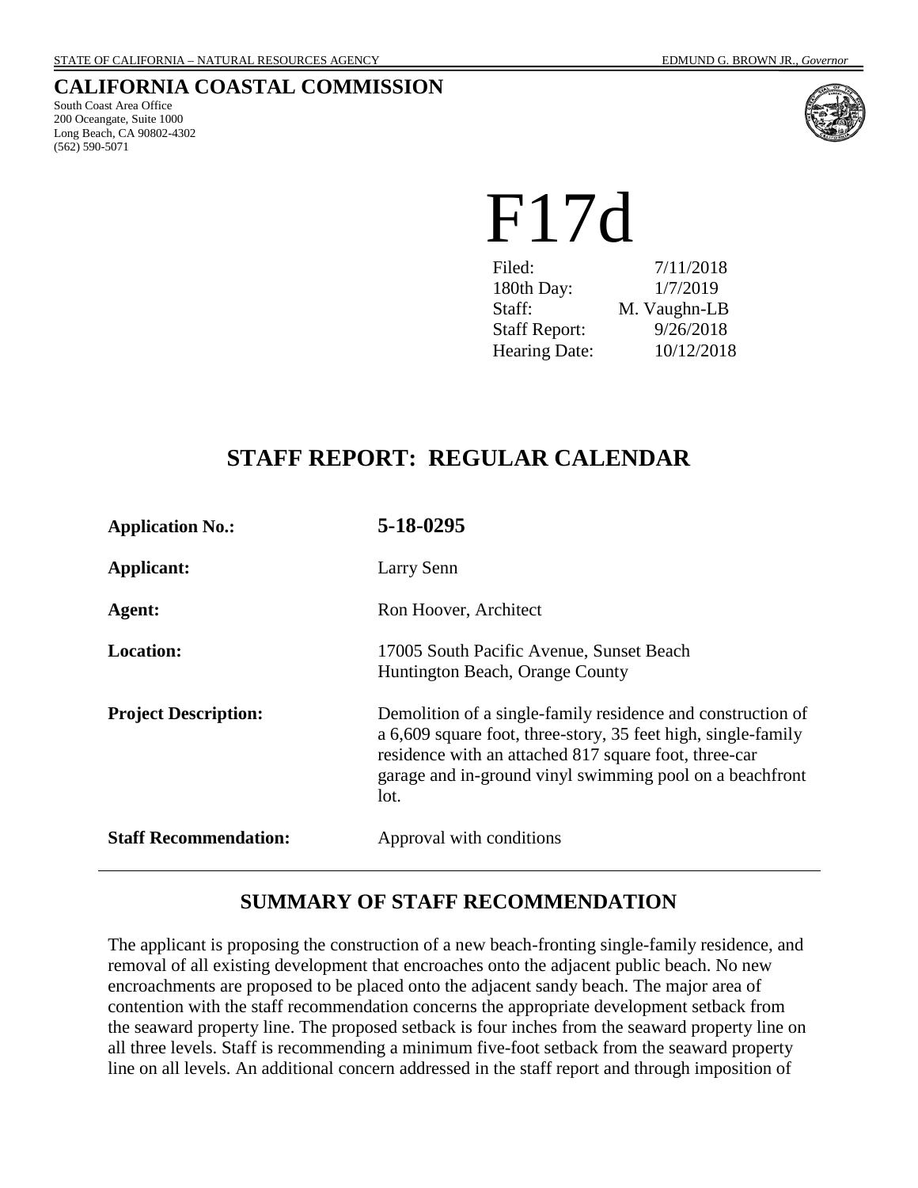STATE OF CALIFORNIA – NATURAL RESOURCES AGENCY EDMUND G. BROWN JR., *Governor*

# CALIFORNIA COASTAL COMMISSION

South Coast Area Office
200 Oceangate, Suite 1000
Long Beach, CA 90802-4302
(562) 590-5071

# F17d

| | |
|---|---|
| Filed: | 7/11/2018 |
| 180th Day: | 1/7/2019 |
| Staff: | M. Vaughn-LB |
| Staff Report: | 9/26/2018 |
| Hearing Date: | 10/12/2018 |

## STAFF REPORT: REGULAR CALENDAR

| | |
|---|---|
| **Application No.:** | **5-18-0295** |
| **Applicant:** | Larry Senn |
| **Agent:** | Ron Hoover, Architect |
| **Location:** | 17005 South Pacific Avenue, Sunset Beach<br>Huntington Beach, Orange County |
| **Project Description:** | Demolition of a single-family residence and construction of a 6,609 square foot, three-story, 35 feet high, single-family residence with an attached 817 square foot, three-car garage and in-ground vinyl swimming pool on a beachfront lot. |
| **Staff Recommendation:** | Approval with conditions |

## SUMMARY OF STAFF RECOMMENDATION

The applicant is proposing the construction of a new beach-fronting single-family residence, and removal of all existing development that encroaches onto the adjacent public beach. No new encroachments are proposed to be placed onto the adjacent sandy beach. The major area of contention with the staff recommendation concerns the appropriate development setback from the seaward property line. The proposed setback is four inches from the seaward property line on all three levels. Staff is recommending a minimum five-foot setback from the seaward property line on all levels. An additional concern addressed in the staff report and through imposition of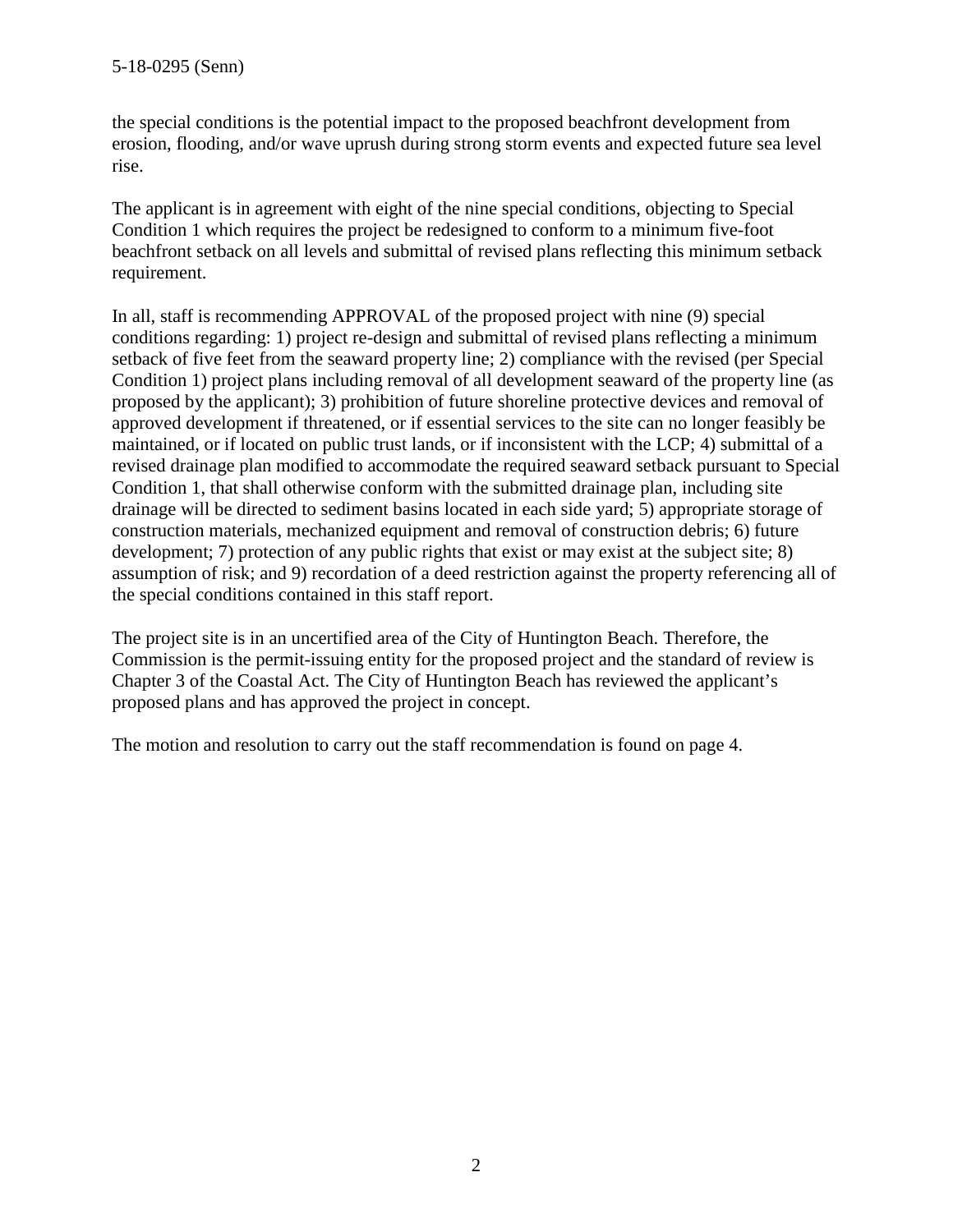the special conditions is the potential impact to the proposed beachfront development from erosion, flooding, and/or wave uprush during strong storm events and expected future sea level rise.

The applicant is in agreement with eight of the nine special conditions, objecting to Special Condition 1 which requires the project be redesigned to conform to a minimum five-foot beachfront setback on all levels and submittal of revised plans reflecting this minimum setback requirement.

In all, staff is recommending APPROVAL of the proposed project with nine (9) special conditions regarding: 1) project re-design and submittal of revised plans reflecting a minimum setback of five feet from the seaward property line; 2) compliance with the revised (per Special Condition 1) project plans including removal of all development seaward of the property line (as proposed by the applicant); 3) prohibition of future shoreline protective devices and removal of approved development if threatened, or if essential services to the site can no longer feasibly be maintained, or if located on public trust lands, or if inconsistent with the LCP; 4) submittal of a revised drainage plan modified to accommodate the required seaward setback pursuant to Special Condition 1, that shall otherwise conform with the submitted drainage plan, including site drainage will be directed to sediment basins located in each side yard; 5) appropriate storage of construction materials, mechanized equipment and removal of construction debris; 6) future development; 7) protection of any public rights that exist or may exist at the subject site; 8) assumption of risk; and 9) recordation of a deed restriction against the property referencing all of the special conditions contained in this staff report.

The project site is in an uncertified area of the City of Huntington Beach. Therefore, the Commission is the permit-issuing entity for the proposed project and the standard of review is Chapter 3 of the Coastal Act. The City of Huntington Beach has reviewed the applicant's proposed plans and has approved the project in concept.

The motion and resolution to carry out the staff recommendation is found on page 4.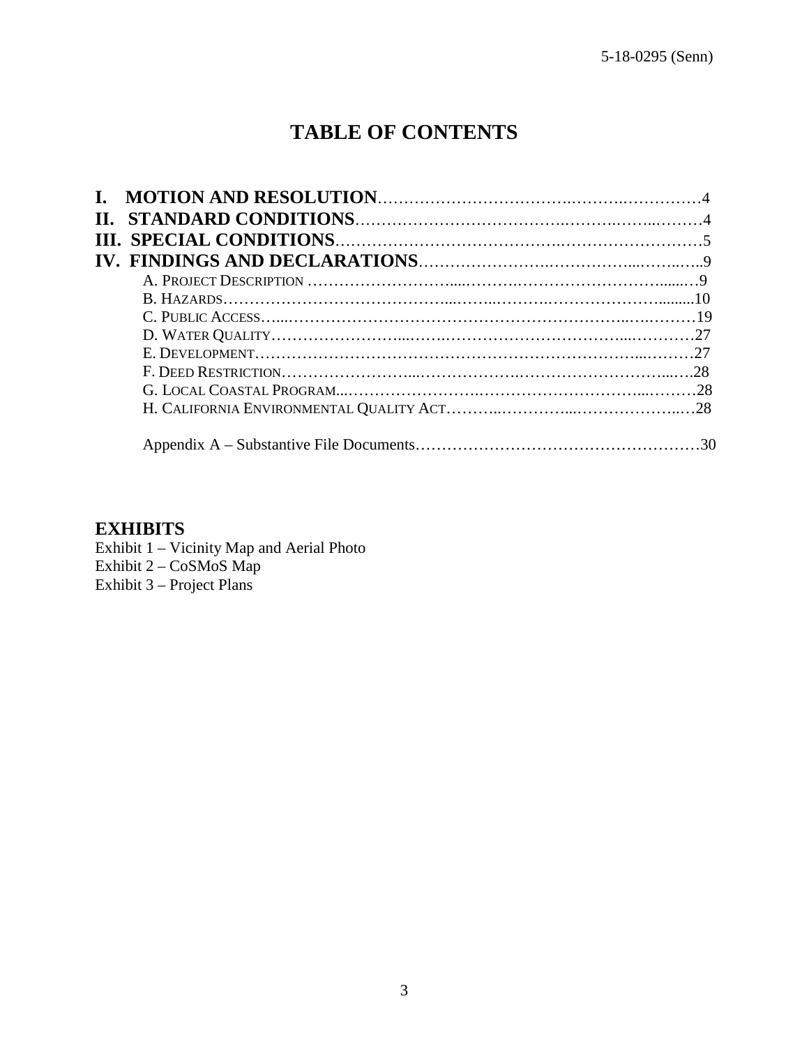# TABLE OF CONTENTS

**I. MOTION AND RESOLUTION**……………………………………………………………4
**II. STANDARD CONDITIONS**…………………………………………………………4
**III. SPECIAL CONDITIONS**……………………………………………………………5
**IV. FINDINGS AND DECLARATIONS**…………………………………………………9

- A. PROJECT DESCRIPTION ……………………………………………………………9
- B. HAZARDS………………………………………………………………………………10
- C. PUBLIC ACCESS………………………………………………………………………19
- D. WATER QUALITY……………………………………………………………………27
- E. DEVELOPMENT………………………………………………………………………27
- F. DEED RESTRICTION…………………………………………………………………28
- G. LOCAL COASTAL PROGRAM…………………………………………………………28
- H. CALIFORNIA ENVIRONMENTAL QUALITY ACT……………………………………28

Appendix A – Substantive File Documents……………………………………………30

## EXHIBITS

Exhibit 1 – Vicinity Map and Aerial Photo
Exhibit 2 – CoSMoS Map
Exhibit 3 – Project Plans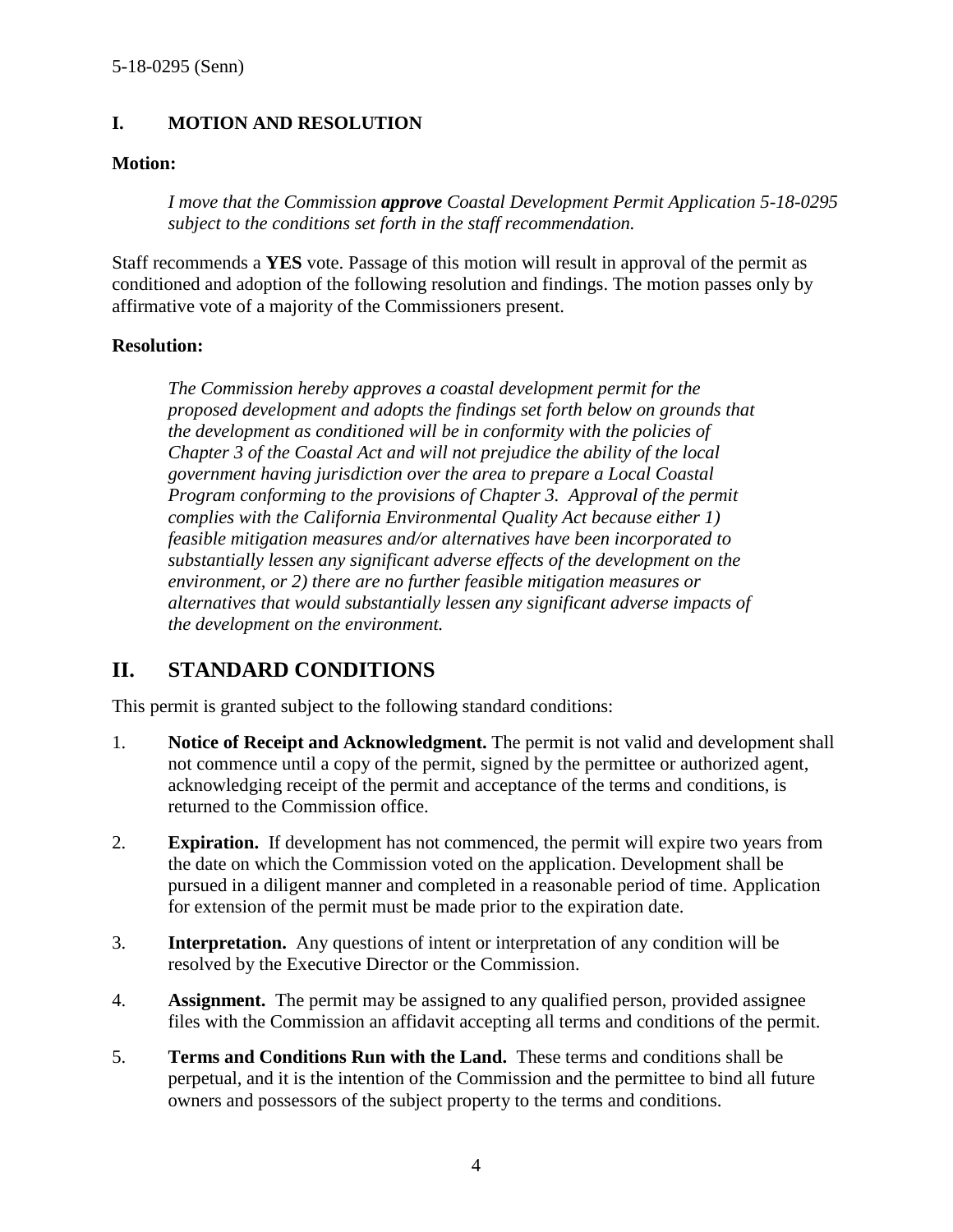## I. MOTION AND RESOLUTION

**Motion:**

> *I move that the Commission **approve** Coastal Development Permit Application 5-18-0295 subject to the conditions set forth in the staff recommendation.*

Staff recommends a **YES** vote. Passage of this motion will result in approval of the permit as conditioned and adoption of the following resolution and findings. The motion passes only by affirmative vote of a majority of the Commissioners present.

**Resolution:**

> *The Commission hereby approves a coastal development permit for the proposed development and adopts the findings set forth below on grounds that the development as conditioned will be in conformity with the policies of Chapter 3 of the Coastal Act and will not prejudice the ability of the local government having jurisdiction over the area to prepare a Local Coastal Program conforming to the provisions of Chapter 3. Approval of the permit complies with the California Environmental Quality Act because either 1) feasible mitigation measures and/or alternatives have been incorporated to substantially lessen any significant adverse effects of the development on the environment, or 2) there are no further feasible mitigation measures or alternatives that would substantially lessen any significant adverse impacts of the development on the environment.*

## II. STANDARD CONDITIONS

This permit is granted subject to the following standard conditions:

1. **Notice of Receipt and Acknowledgment.** The permit is not valid and development shall not commence until a copy of the permit, signed by the permittee or authorized agent, acknowledging receipt of the permit and acceptance of the terms and conditions, is returned to the Commission office.

2. **Expiration.** If development has not commenced, the permit will expire two years from the date on which the Commission voted on the application. Development shall be pursued in a diligent manner and completed in a reasonable period of time. Application for extension of the permit must be made prior to the expiration date.

3. **Interpretation.** Any questions of intent or interpretation of any condition will be resolved by the Executive Director or the Commission.

4. **Assignment.** The permit may be assigned to any qualified person, provided assignee files with the Commission an affidavit accepting all terms and conditions of the permit.

5. **Terms and Conditions Run with the Land.** These terms and conditions shall be perpetual, and it is the intention of the Commission and the permittee to bind all future owners and possessors of the subject property to the terms and conditions.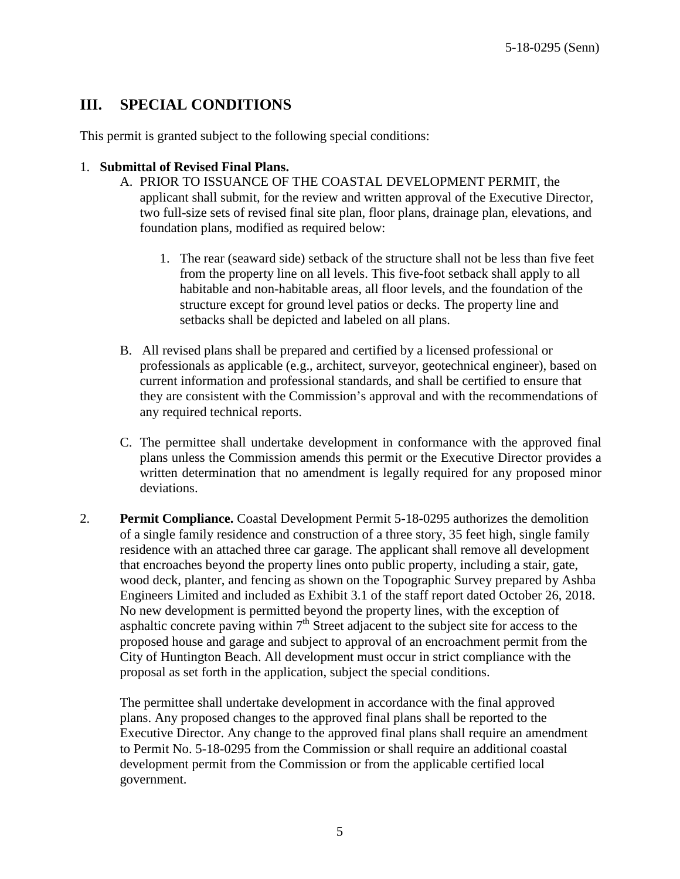## III. SPECIAL CONDITIONS

This permit is granted subject to the following special conditions:

1. **Submittal of Revised Final Plans.**
   A. PRIOR TO ISSUANCE OF THE COASTAL DEVELOPMENT PERMIT, the applicant shall submit, for the review and written approval of the Executive Director, two full-size sets of revised final site plan, floor plans, drainage plan, elevations, and foundation plans, modified as required below:

      1. The rear (seaward side) setback of the structure shall not be less than five feet from the property line on all levels. This five-foot setback shall apply to all habitable and non-habitable areas, all floor levels, and the foundation of the structure except for ground level patios or decks. The property line and setbacks shall be depicted and labeled on all plans.

   B. All revised plans shall be prepared and certified by a licensed professional or professionals as applicable (e.g., architect, surveyor, geotechnical engineer), based on current information and professional standards, and shall be certified to ensure that they are consistent with the Commission's approval and with the recommendations of any required technical reports.

   C. The permittee shall undertake development in conformance with the approved final plans unless the Commission amends this permit or the Executive Director provides a written determination that no amendment is legally required for any proposed minor deviations.

2. **Permit Compliance.** Coastal Development Permit 5-18-0295 authorizes the demolition of a single family residence and construction of a three story, 35 feet high, single family residence with an attached three car garage. The applicant shall remove all development that encroaches beyond the property lines onto public property, including a stair, gate, wood deck, planter, and fencing as shown on the Topographic Survey prepared by Ashba Engineers Limited and included as Exhibit 3.1 of the staff report dated October 26, 2018. No new development is permitted beyond the property lines, with the exception of asphaltic concrete paving within 7th Street adjacent to the subject site for access to the proposed house and garage and subject to approval of an encroachment permit from the City of Huntington Beach. All development must occur in strict compliance with the proposal as set forth in the application, subject the special conditions.

   The permittee shall undertake development in accordance with the final approved plans. Any proposed changes to the approved final plans shall be reported to the Executive Director. Any change to the approved final plans shall require an amendment to Permit No. 5-18-0295 from the Commission or shall require an additional coastal development permit from the Commission or from the applicable certified local government.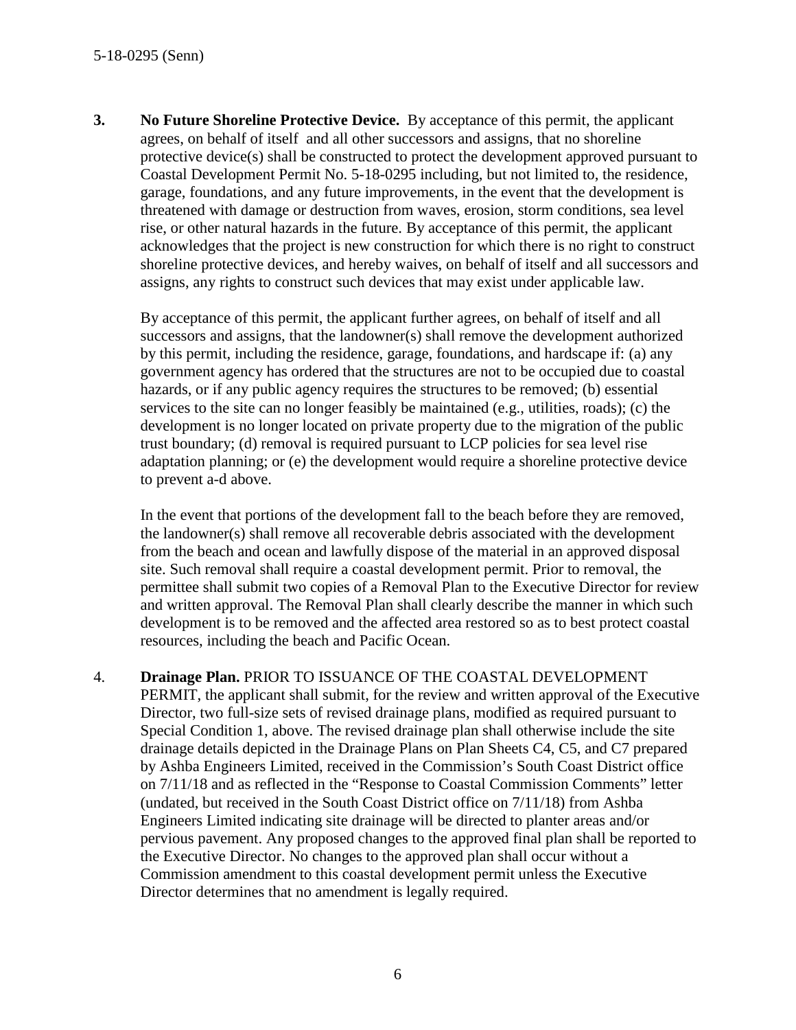3. **No Future Shoreline Protective Device.** By acceptance of this permit, the applicant agrees, on behalf of itself and all other successors and assigns, that no shoreline protective device(s) shall be constructed to protect the development approved pursuant to Coastal Development Permit No. 5-18-0295 including, but not limited to, the residence, garage, foundations, and any future improvements, in the event that the development is threatened with damage or destruction from waves, erosion, storm conditions, sea level rise, or other natural hazards in the future. By acceptance of this permit, the applicant acknowledges that the project is new construction for which there is no right to construct shoreline protective devices, and hereby waives, on behalf of itself and all successors and assigns, any rights to construct such devices that may exist under applicable law.

   By acceptance of this permit, the applicant further agrees, on behalf of itself and all successors and assigns, that the landowner(s) shall remove the development authorized by this permit, including the residence, garage, foundations, and hardscape if: (a) any government agency has ordered that the structures are not to be occupied due to coastal hazards, or if any public agency requires the structures to be removed; (b) essential services to the site can no longer feasibly be maintained (e.g., utilities, roads); (c) the development is no longer located on private property due to the migration of the public trust boundary; (d) removal is required pursuant to LCP policies for sea level rise adaptation planning; or (e) the development would require a shoreline protective device to prevent a-d above.

   In the event that portions of the development fall to the beach before they are removed, the landowner(s) shall remove all recoverable debris associated with the development from the beach and ocean and lawfully dispose of the material in an approved disposal site. Such removal shall require a coastal development permit. Prior to removal, the permittee shall submit two copies of a Removal Plan to the Executive Director for review and written approval. The Removal Plan shall clearly describe the manner in which such development is to be removed and the affected area restored so as to best protect coastal resources, including the beach and Pacific Ocean.

4. **Drainage Plan.** PRIOR TO ISSUANCE OF THE COASTAL DEVELOPMENT PERMIT, the applicant shall submit, for the review and written approval of the Executive Director, two full-size sets of revised drainage plans, modified as required pursuant to Special Condition 1, above. The revised drainage plan shall otherwise include the site drainage details depicted in the Drainage Plans on Plan Sheets C4, C5, and C7 prepared by Ashba Engineers Limited, received in the Commission's South Coast District office on 7/11/18 and as reflected in the "Response to Coastal Commission Comments" letter (undated, but received in the South Coast District office on 7/11/18) from Ashba Engineers Limited indicating site drainage will be directed to planter areas and/or pervious pavement. Any proposed changes to the approved final plan shall be reported to the Executive Director. No changes to the approved plan shall occur without a Commission amendment to this coastal development permit unless the Executive Director determines that no amendment is legally required.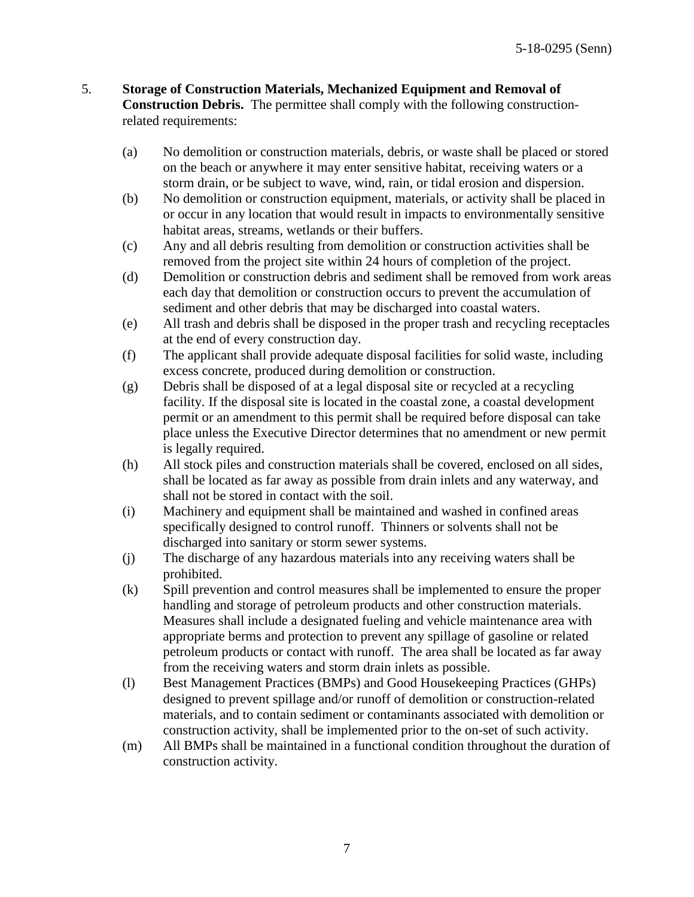5. **Storage of Construction Materials, Mechanized Equipment and Removal of Construction Debris.** The permittee shall comply with the following construction-related requirements:

   (a) No demolition or construction materials, debris, or waste shall be placed or stored on the beach or anywhere it may enter sensitive habitat, receiving waters or a storm drain, or be subject to wave, wind, rain, or tidal erosion and dispersion.

   (b) No demolition or construction equipment, materials, or activity shall be placed in or occur in any location that would result in impacts to environmentally sensitive habitat areas, streams, wetlands or their buffers.

   (c) Any and all debris resulting from demolition or construction activities shall be removed from the project site within 24 hours of completion of the project.

   (d) Demolition or construction debris and sediment shall be removed from work areas each day that demolition or construction occurs to prevent the accumulation of sediment and other debris that may be discharged into coastal waters.

   (e) All trash and debris shall be disposed in the proper trash and recycling receptacles at the end of every construction day.

   (f) The applicant shall provide adequate disposal facilities for solid waste, including excess concrete, produced during demolition or construction.

   (g) Debris shall be disposed of at a legal disposal site or recycled at a recycling facility. If the disposal site is located in the coastal zone, a coastal development permit or an amendment to this permit shall be required before disposal can take place unless the Executive Director determines that no amendment or new permit is legally required.

   (h) All stock piles and construction materials shall be covered, enclosed on all sides, shall be located as far away as possible from drain inlets and any waterway, and shall not be stored in contact with the soil.

   (i) Machinery and equipment shall be maintained and washed in confined areas specifically designed to control runoff. Thinners or solvents shall not be discharged into sanitary or storm sewer systems.

   (j) The discharge of any hazardous materials into any receiving waters shall be prohibited.

   (k) Spill prevention and control measures shall be implemented to ensure the proper handling and storage of petroleum products and other construction materials. Measures shall include a designated fueling and vehicle maintenance area with appropriate berms and protection to prevent any spillage of gasoline or related petroleum products or contact with runoff. The area shall be located as far away from the receiving waters and storm drain inlets as possible.

   (l) Best Management Practices (BMPs) and Good Housekeeping Practices (GHPs) designed to prevent spillage and/or runoff of demolition or construction-related materials, and to contain sediment or contaminants associated with demolition or construction activity, shall be implemented prior to the on-set of such activity.

   (m) All BMPs shall be maintained in a functional condition throughout the duration of construction activity.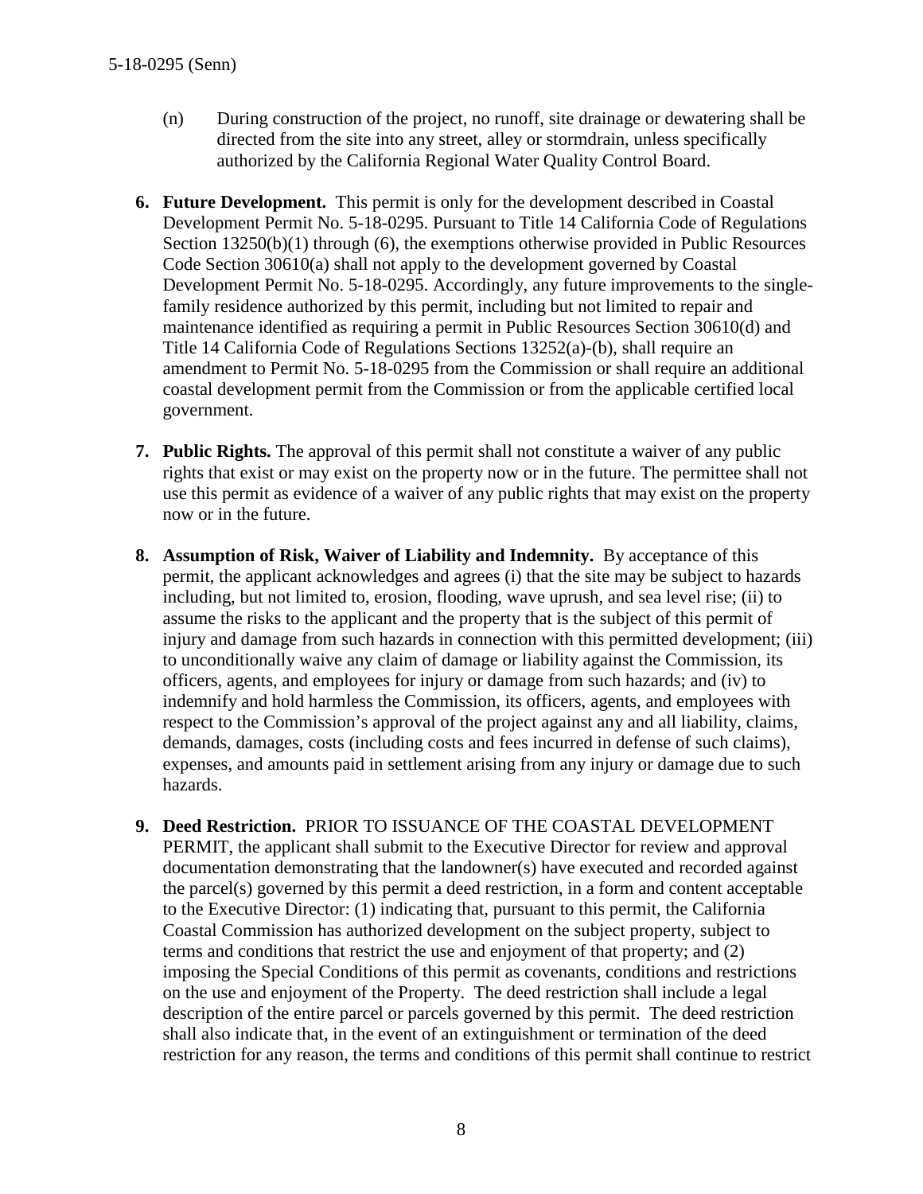(n) During construction of the project, no runoff, site drainage or dewatering shall be directed from the site into any street, alley or stormdrain, unless specifically authorized by the California Regional Water Quality Control Board.

6. **Future Development.** This permit is only for the development described in Coastal Development Permit No. 5-18-0295. Pursuant to Title 14 California Code of Regulations Section 13250(b)(1) through (6), the exemptions otherwise provided in Public Resources Code Section 30610(a) shall not apply to the development governed by Coastal Development Permit No. 5-18-0295. Accordingly, any future improvements to the single-family residence authorized by this permit, including but not limited to repair and maintenance identified as requiring a permit in Public Resources Section 30610(d) and Title 14 California Code of Regulations Sections 13252(a)-(b), shall require an amendment to Permit No. 5-18-0295 from the Commission or shall require an additional coastal development permit from the Commission or from the applicable certified local government.

7. **Public Rights.** The approval of this permit shall not constitute a waiver of any public rights that exist or may exist on the property now or in the future. The permittee shall not use this permit as evidence of a waiver of any public rights that may exist on the property now or in the future.

8. **Assumption of Risk, Waiver of Liability and Indemnity.** By acceptance of this permit, the applicant acknowledges and agrees (i) that the site may be subject to hazards including, but not limited to, erosion, flooding, wave uprush, and sea level rise; (ii) to assume the risks to the applicant and the property that is the subject of this permit of injury and damage from such hazards in connection with this permitted development; (iii) to unconditionally waive any claim of damage or liability against the Commission, its officers, agents, and employees for injury or damage from such hazards; and (iv) to indemnify and hold harmless the Commission, its officers, agents, and employees with respect to the Commission's approval of the project against any and all liability, claims, demands, damages, costs (including costs and fees incurred in defense of such claims), expenses, and amounts paid in settlement arising from any injury or damage due to such hazards.

9. **Deed Restriction.** PRIOR TO ISSUANCE OF THE COASTAL DEVELOPMENT PERMIT, the applicant shall submit to the Executive Director for review and approval documentation demonstrating that the landowner(s) have executed and recorded against the parcel(s) governed by this permit a deed restriction, in a form and content acceptable to the Executive Director: (1) indicating that, pursuant to this permit, the California Coastal Commission has authorized development on the subject property, subject to terms and conditions that restrict the use and enjoyment of that property; and (2) imposing the Special Conditions of this permit as covenants, conditions and restrictions on the use and enjoyment of the Property. The deed restriction shall include a legal description of the entire parcel or parcels governed by this permit. The deed restriction shall also indicate that, in the event of an extinguishment or termination of the deed restriction for any reason, the terms and conditions of this permit shall continue to restrict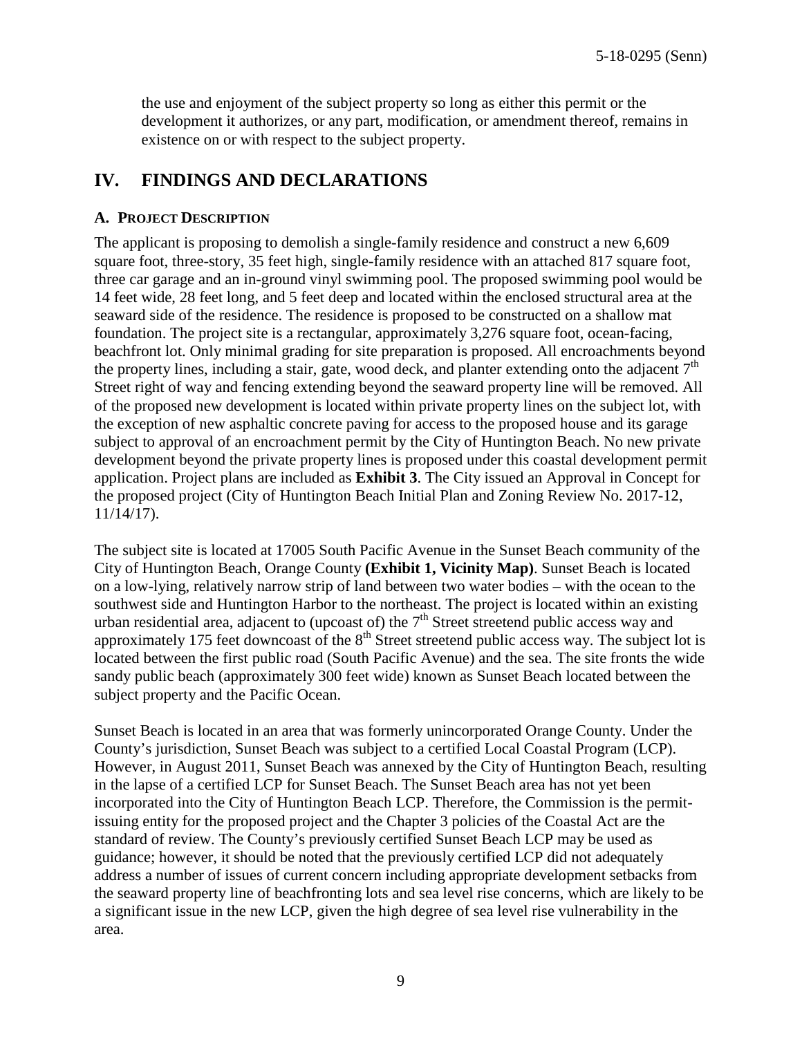the use and enjoyment of the subject property so long as either this permit or the development it authorizes, or any part, modification, or amendment thereof, remains in existence on or with respect to the subject property.

## IV. FINDINGS AND DECLARATIONS

### A. PROJECT DESCRIPTION

The applicant is proposing to demolish a single-family residence and construct a new 6,609 square foot, three-story, 35 feet high, single-family residence with an attached 817 square foot, three car garage and an in-ground vinyl swimming pool. The proposed swimming pool would be 14 feet wide, 28 feet long, and 5 feet deep and located within the enclosed structural area at the seaward side of the residence. The residence is proposed to be constructed on a shallow mat foundation. The project site is a rectangular, approximately 3,276 square foot, ocean-facing, beachfront lot. Only minimal grading for site preparation is proposed. All encroachments beyond the property lines, including a stair, gate, wood deck, and planter extending onto the adjacent 7th Street right of way and fencing extending beyond the seaward property line will be removed. All of the proposed new development is located within private property lines on the subject lot, with the exception of new asphaltic concrete paving for access to the proposed house and its garage subject to approval of an encroachment permit by the City of Huntington Beach. No new private development beyond the private property lines is proposed under this coastal development permit application. Project plans are included as **Exhibit 3**. The City issued an Approval in Concept for the proposed project (City of Huntington Beach Initial Plan and Zoning Review No. 2017-12, 11/14/17).

The subject site is located at 17005 South Pacific Avenue in the Sunset Beach community of the City of Huntington Beach, Orange County **(Exhibit 1, Vicinity Map)**. Sunset Beach is located on a low-lying, relatively narrow strip of land between two water bodies – with the ocean to the southwest side and Huntington Harbor to the northeast. The project is located within an existing urban residential area, adjacent to (upcoast of) the 7th Street streetend public access way and approximately 175 feet downcoast of the 8th Street streetend public access way. The subject lot is located between the first public road (South Pacific Avenue) and the sea. The site fronts the wide sandy public beach (approximately 300 feet wide) known as Sunset Beach located between the subject property and the Pacific Ocean.

Sunset Beach is located in an area that was formerly unincorporated Orange County. Under the County's jurisdiction, Sunset Beach was subject to a certified Local Coastal Program (LCP). However, in August 2011, Sunset Beach was annexed by the City of Huntington Beach, resulting in the lapse of a certified LCP for Sunset Beach. The Sunset Beach area has not yet been incorporated into the City of Huntington Beach LCP. Therefore, the Commission is the permit-issuing entity for the proposed project and the Chapter 3 policies of the Coastal Act are the standard of review. The County's previously certified Sunset Beach LCP may be used as guidance; however, it should be noted that the previously certified LCP did not adequately address a number of issues of current concern including appropriate development setbacks from the seaward property line of beachfronting lots and sea level rise concerns, which are likely to be a significant issue in the new LCP, given the high degree of sea level rise vulnerability in the area.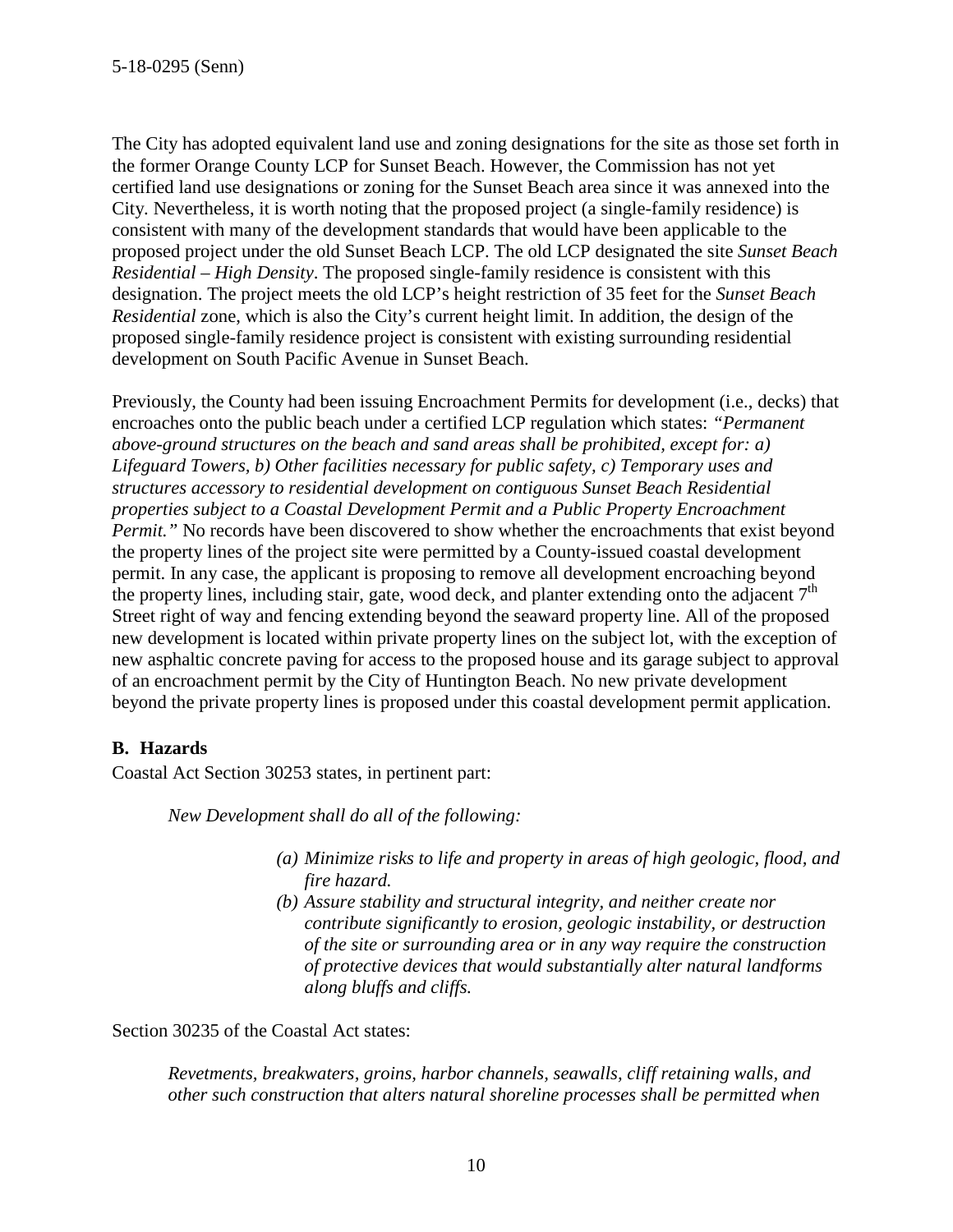The City has adopted equivalent land use and zoning designations for the site as those set forth in the former Orange County LCP for Sunset Beach. However, the Commission has not yet certified land use designations or zoning for the Sunset Beach area since it was annexed into the City. Nevertheless, it is worth noting that the proposed project (a single-family residence) is consistent with many of the development standards that would have been applicable to the proposed project under the old Sunset Beach LCP. The old LCP designated the site *Sunset Beach Residential – High Density*. The proposed single-family residence is consistent with this designation. The project meets the old LCP's height restriction of 35 feet for the *Sunset Beach Residential* zone, which is also the City's current height limit. In addition, the design of the proposed single-family residence project is consistent with existing surrounding residential development on South Pacific Avenue in Sunset Beach.

Previously, the County had been issuing Encroachment Permits for development (i.e., decks) that encroaches onto the public beach under a certified LCP regulation which states: *"Permanent above-ground structures on the beach and sand areas shall be prohibited, except for: a) Lifeguard Towers, b) Other facilities necessary for public safety, c) Temporary uses and structures accessory to residential development on contiguous Sunset Beach Residential properties subject to a Coastal Development Permit and a Public Property Encroachment Permit."* No records have been discovered to show whether the encroachments that exist beyond the property lines of the project site were permitted by a County-issued coastal development permit. In any case, the applicant is proposing to remove all development encroaching beyond the property lines, including stair, gate, wood deck, and planter extending onto the adjacent 7th Street right of way and fencing extending beyond the seaward property line. All of the proposed new development is located within private property lines on the subject lot, with the exception of new asphaltic concrete paving for access to the proposed house and its garage subject to approval of an encroachment permit by the City of Huntington Beach. No new private development beyond the private property lines is proposed under this coastal development permit application.

## B. Hazards

Coastal Act Section 30253 states, in pertinent part:

> *New Development shall do all of the following:*
>
> *(a) Minimize risks to life and property in areas of high geologic, flood, and fire hazard.*
>
> *(b) Assure stability and structural integrity, and neither create nor contribute significantly to erosion, geologic instability, or destruction of the site or surrounding area or in any way require the construction of protective devices that would substantially alter natural landforms along bluffs and cliffs.*

Section 30235 of the Coastal Act states:

> *Revetments, breakwaters, groins, harbor channels, seawalls, cliff retaining walls, and other such construction that alters natural shoreline processes shall be permitted when*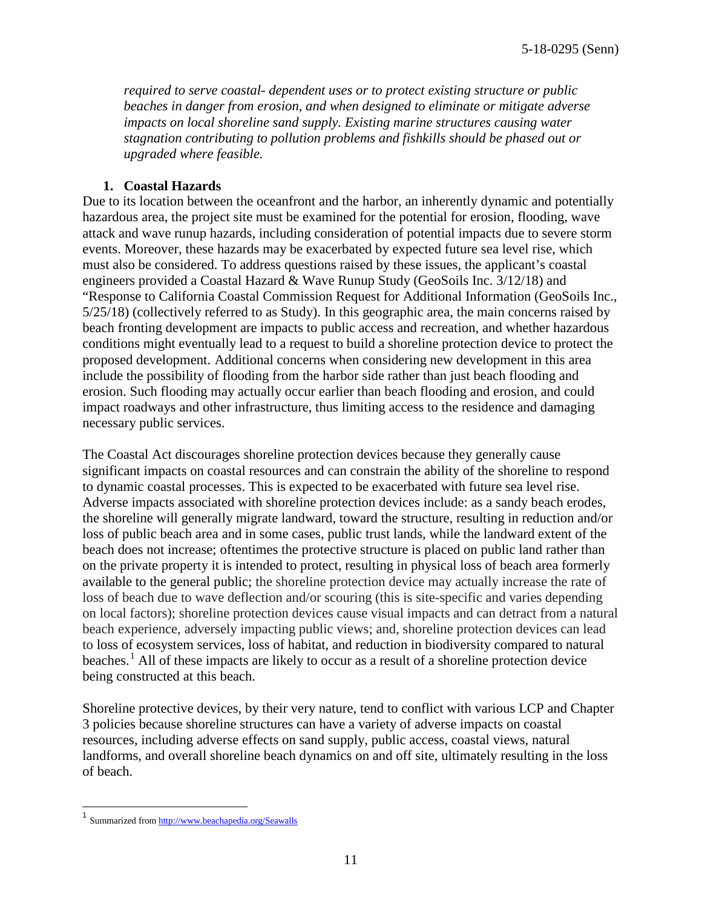*required to serve coastal- dependent uses or to protect existing structure or public beaches in danger from erosion, and when designed to eliminate or mitigate adverse impacts on local shoreline sand supply. Existing marine structures causing water stagnation contributing to pollution problems and fishkills should be phased out or upgraded where feasible.*

### 1. Coastal Hazards

Due to its location between the oceanfront and the harbor, an inherently dynamic and potentially hazardous area, the project site must be examined for the potential for erosion, flooding, wave attack and wave runup hazards, including consideration of potential impacts due to severe storm events. Moreover, these hazards may be exacerbated by expected future sea level rise, which must also be considered. To address questions raised by these issues, the applicant's coastal engineers provided a Coastal Hazard & Wave Runup Study (GeoSoils Inc. 3/12/18) and "Response to California Coastal Commission Request for Additional Information (GeoSoils Inc., 5/25/18) (collectively referred to as Study). In this geographic area, the main concerns raised by beach fronting development are impacts to public access and recreation, and whether hazardous conditions might eventually lead to a request to build a shoreline protection device to protect the proposed development. Additional concerns when considering new development in this area include the possibility of flooding from the harbor side rather than just beach flooding and erosion. Such flooding may actually occur earlier than beach flooding and erosion, and could impact roadways and other infrastructure, thus limiting access to the residence and damaging necessary public services.

The Coastal Act discourages shoreline protection devices because they generally cause significant impacts on coastal resources and can constrain the ability of the shoreline to respond to dynamic coastal processes. This is expected to be exacerbated with future sea level rise. Adverse impacts associated with shoreline protection devices include: as a sandy beach erodes, the shoreline will generally migrate landward, toward the structure, resulting in reduction and/or loss of public beach area and in some cases, public trust lands, while the landward extent of the beach does not increase; oftentimes the protective structure is placed on public land rather than on the private property it is intended to protect, resulting in physical loss of beach area formerly available to the general public; the shoreline protection device may actually increase the rate of loss of beach due to wave deflection and/or scouring (this is site-specific and varies depending on local factors); shoreline protection devices cause visual impacts and can detract from a natural beach experience, adversely impacting public views; and, shoreline protection devices can lead to loss of ecosystem services, loss of habitat, and reduction in biodiversity compared to natural beaches.[1] All of these impacts are likely to occur as a result of a shoreline protection device being constructed at this beach.

Shoreline protective devices, by their very nature, tend to conflict with various LCP and Chapter 3 policies because shoreline structures can have a variety of adverse impacts on coastal resources, including adverse effects on sand supply, public access, coastal views, natural landforms, and overall shoreline beach dynamics on and off site, ultimately resulting in the loss of beach.

---

[1] Summarized from http://www.beachapedia.org/Seawalls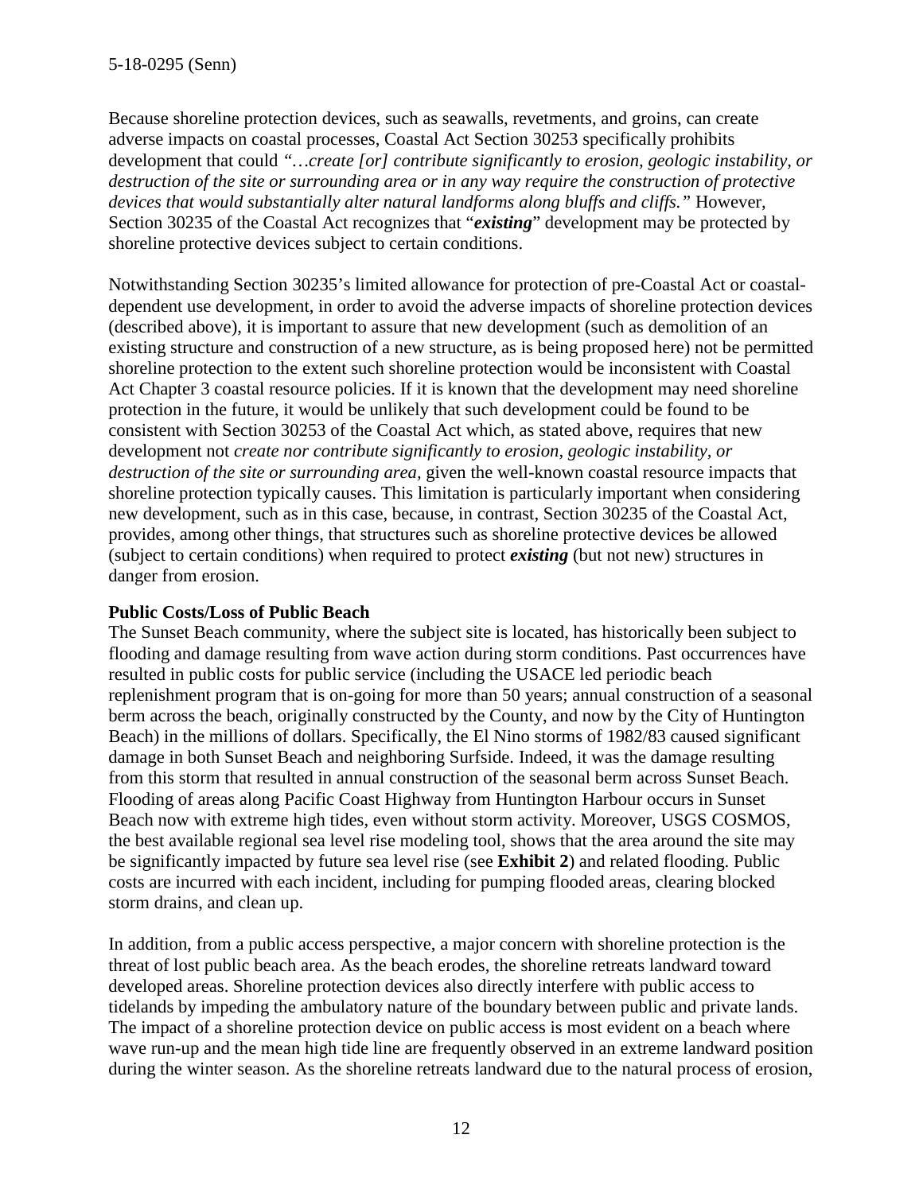Because shoreline protection devices, such as seawalls, revetments, and groins, can create adverse impacts on coastal processes, Coastal Act Section 30253 specifically prohibits development that could *"…create [or] contribute significantly to erosion, geologic instability, or destruction of the site or surrounding area or in any way require the construction of protective devices that would substantially alter natural landforms along bluffs and cliffs."* However, Section 30235 of the Coastal Act recognizes that "***existing***" development may be protected by shoreline protective devices subject to certain conditions.

Notwithstanding Section 30235's limited allowance for protection of pre-Coastal Act or coastal-dependent use development, in order to avoid the adverse impacts of shoreline protection devices (described above), it is important to assure that new development (such as demolition of an existing structure and construction of a new structure, as is being proposed here) not be permitted shoreline protection to the extent such shoreline protection would be inconsistent with Coastal Act Chapter 3 coastal resource policies. If it is known that the development may need shoreline protection in the future, it would be unlikely that such development could be found to be consistent with Section 30253 of the Coastal Act which, as stated above, requires that new development not *create nor contribute significantly to erosion, geologic instability, or destruction of the site or surrounding area,* given the well-known coastal resource impacts that shoreline protection typically causes. This limitation is particularly important when considering new development, such as in this case, because, in contrast, Section 30235 of the Coastal Act, provides, among other things, that structures such as shoreline protective devices be allowed (subject to certain conditions) when required to protect ***existing*** (but not new) structures in danger from erosion.

**Public Costs/Loss of Public Beach**

The Sunset Beach community, where the subject site is located, has historically been subject to flooding and damage resulting from wave action during storm conditions. Past occurrences have resulted in public costs for public service (including the USACE led periodic beach replenishment program that is on-going for more than 50 years; annual construction of a seasonal berm across the beach, originally constructed by the County, and now by the City of Huntington Beach) in the millions of dollars. Specifically, the El Nino storms of 1982/83 caused significant damage in both Sunset Beach and neighboring Surfside. Indeed, it was the damage resulting from this storm that resulted in annual construction of the seasonal berm across Sunset Beach. Flooding of areas along Pacific Coast Highway from Huntington Harbour occurs in Sunset Beach now with extreme high tides, even without storm activity. Moreover, USGS COSMOS, the best available regional sea level rise modeling tool, shows that the area around the site may be significantly impacted by future sea level rise (see **Exhibit 2**) and related flooding. Public costs are incurred with each incident, including for pumping flooded areas, clearing blocked storm drains, and clean up.

In addition, from a public access perspective, a major concern with shoreline protection is the threat of lost public beach area. As the beach erodes, the shoreline retreats landward toward developed areas. Shoreline protection devices also directly interfere with public access to tidelands by impeding the ambulatory nature of the boundary between public and private lands. The impact of a shoreline protection device on public access is most evident on a beach where wave run-up and the mean high tide line are frequently observed in an extreme landward position during the winter season. As the shoreline retreats landward due to the natural process of erosion,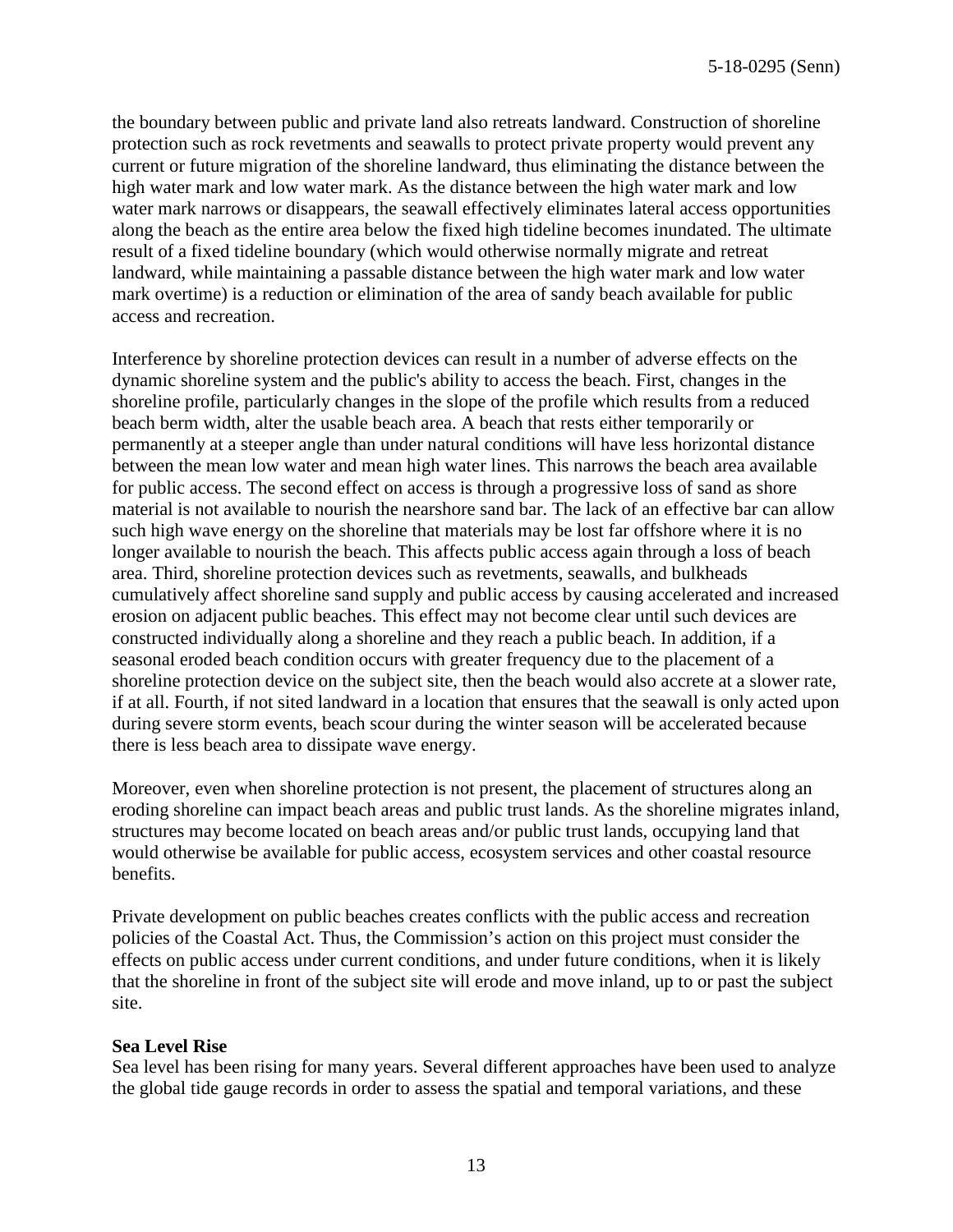the boundary between public and private land also retreats landward. Construction of shoreline protection such as rock revetments and seawalls to protect private property would prevent any current or future migration of the shoreline landward, thus eliminating the distance between the high water mark and low water mark. As the distance between the high water mark and low water mark narrows or disappears, the seawall effectively eliminates lateral access opportunities along the beach as the entire area below the fixed high tideline becomes inundated. The ultimate result of a fixed tideline boundary (which would otherwise normally migrate and retreat landward, while maintaining a passable distance between the high water mark and low water mark overtime) is a reduction or elimination of the area of sandy beach available for public access and recreation.

Interference by shoreline protection devices can result in a number of adverse effects on the dynamic shoreline system and the public's ability to access the beach. First, changes in the shoreline profile, particularly changes in the slope of the profile which results from a reduced beach berm width, alter the usable beach area. A beach that rests either temporarily or permanently at a steeper angle than under natural conditions will have less horizontal distance between the mean low water and mean high water lines. This narrows the beach area available for public access. The second effect on access is through a progressive loss of sand as shore material is not available to nourish the nearshore sand bar. The lack of an effective bar can allow such high wave energy on the shoreline that materials may be lost far offshore where it is no longer available to nourish the beach. This affects public access again through a loss of beach area. Third, shoreline protection devices such as revetments, seawalls, and bulkheads cumulatively affect shoreline sand supply and public access by causing accelerated and increased erosion on adjacent public beaches. This effect may not become clear until such devices are constructed individually along a shoreline and they reach a public beach. In addition, if a seasonal eroded beach condition occurs with greater frequency due to the placement of a shoreline protection device on the subject site, then the beach would also accrete at a slower rate, if at all. Fourth, if not sited landward in a location that ensures that the seawall is only acted upon during severe storm events, beach scour during the winter season will be accelerated because there is less beach area to dissipate wave energy.

Moreover, even when shoreline protection is not present, the placement of structures along an eroding shoreline can impact beach areas and public trust lands. As the shoreline migrates inland, structures may become located on beach areas and/or public trust lands, occupying land that would otherwise be available for public access, ecosystem services and other coastal resource benefits.

Private development on public beaches creates conflicts with the public access and recreation policies of the Coastal Act. Thus, the Commission's action on this project must consider the effects on public access under current conditions, and under future conditions, when it is likely that the shoreline in front of the subject site will erode and move inland, up to or past the subject site.

**Sea Level Rise**

Sea level has been rising for many years. Several different approaches have been used to analyze the global tide gauge records in order to assess the spatial and temporal variations, and these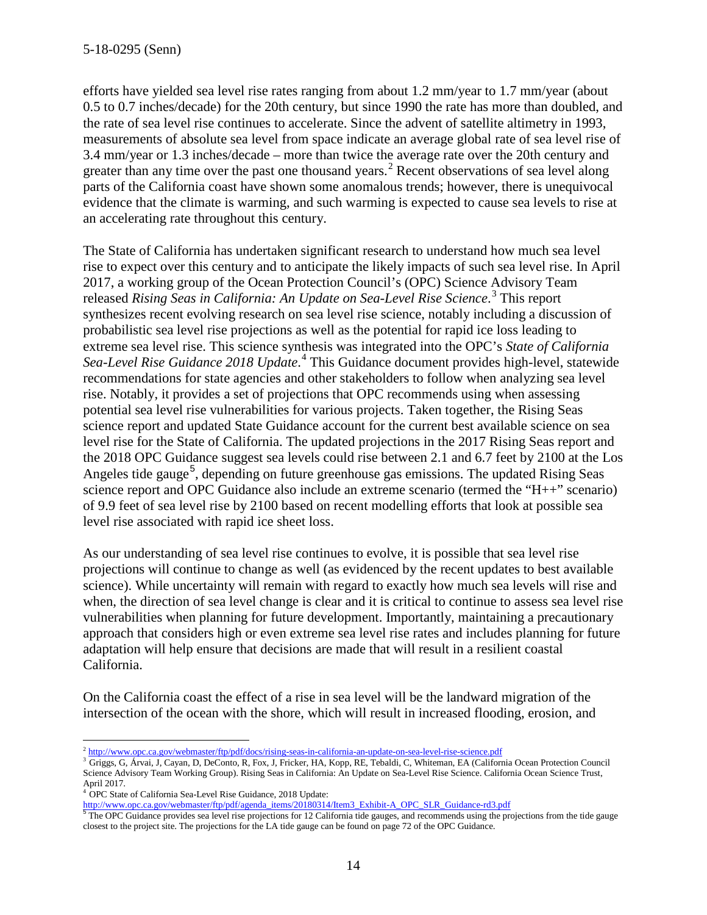efforts have yielded sea level rise rates ranging from about 1.2 mm/year to 1.7 mm/year (about 0.5 to 0.7 inches/decade) for the 20th century, but since 1990 the rate has more than doubled, and the rate of sea level rise continues to accelerate. Since the advent of satellite altimetry in 1993, measurements of absolute sea level from space indicate an average global rate of sea level rise of 3.4 mm/year or 1.3 inches/decade – more than twice the average rate over the 20th century and greater than any time over the past one thousand years.[2] Recent observations of sea level along parts of the California coast have shown some anomalous trends; however, there is unequivocal evidence that the climate is warming, and such warming is expected to cause sea levels to rise at an accelerating rate throughout this century.

The State of California has undertaken significant research to understand how much sea level rise to expect over this century and to anticipate the likely impacts of such sea level rise. In April 2017, a working group of the Ocean Protection Council's (OPC) Science Advisory Team released *Rising Seas in California: An Update on Sea-Level Rise Science*.[3] This report synthesizes recent evolving research on sea level rise science, notably including a discussion of probabilistic sea level rise projections as well as the potential for rapid ice loss leading to extreme sea level rise. This science synthesis was integrated into the OPC's *State of California Sea-Level Rise Guidance 2018 Update*.[4] This Guidance document provides high-level, statewide recommendations for state agencies and other stakeholders to follow when analyzing sea level rise. Notably, it provides a set of projections that OPC recommends using when assessing potential sea level rise vulnerabilities for various projects. Taken together, the Rising Seas science report and updated State Guidance account for the current best available science on sea level rise for the State of California. The updated projections in the 2017 Rising Seas report and the 2018 OPC Guidance suggest sea levels could rise between 2.1 and 6.7 feet by 2100 at the Los Angeles tide gauge[5], depending on future greenhouse gas emissions. The updated Rising Seas science report and OPC Guidance also include an extreme scenario (termed the "H++" scenario) of 9.9 feet of sea level rise by 2100 based on recent modelling efforts that look at possible sea level rise associated with rapid ice sheet loss.

As our understanding of sea level rise continues to evolve, it is possible that sea level rise projections will continue to change as well (as evidenced by the recent updates to best available science). While uncertainty will remain with regard to exactly how much sea levels will rise and when, the direction of sea level change is clear and it is critical to continue to assess sea level rise vulnerabilities when planning for future development. Importantly, maintaining a precautionary approach that considers high or even extreme sea level rise rates and includes planning for future adaptation will help ensure that decisions are made that will result in a resilient coastal California.

On the California coast the effect of a rise in sea level will be the landward migration of the intersection of the ocean with the shore, which will result in increased flooding, erosion, and

---

[2] http://www.opc.ca.gov/webmaster/ftp/pdf/docs/rising-seas-in-california-an-update-on-sea-level-rise-science.pdf

[3] Griggs, G, Árvai, J, Cayan, D, DeConto, R, Fox, J, Fricker, HA, Kopp, RE, Tebaldi, C, Whiteman, EA (California Ocean Protection Council Science Advisory Team Working Group). Rising Seas in California: An Update on Sea-Level Rise Science. California Ocean Science Trust, April 2017.

[4] OPC State of California Sea-Level Rise Guidance, 2018 Update: http://www.opc.ca.gov/webmaster/ftp/pdf/agenda_items/20180314/Item3_Exhibit-A_OPC_SLR_Guidance-rd3.pdf

[5] The OPC Guidance provides sea level rise projections for 12 California tide gauges, and recommends using the projections from the tide gauge closest to the project site. The projections for the LA tide gauge can be found on page 72 of the OPC Guidance.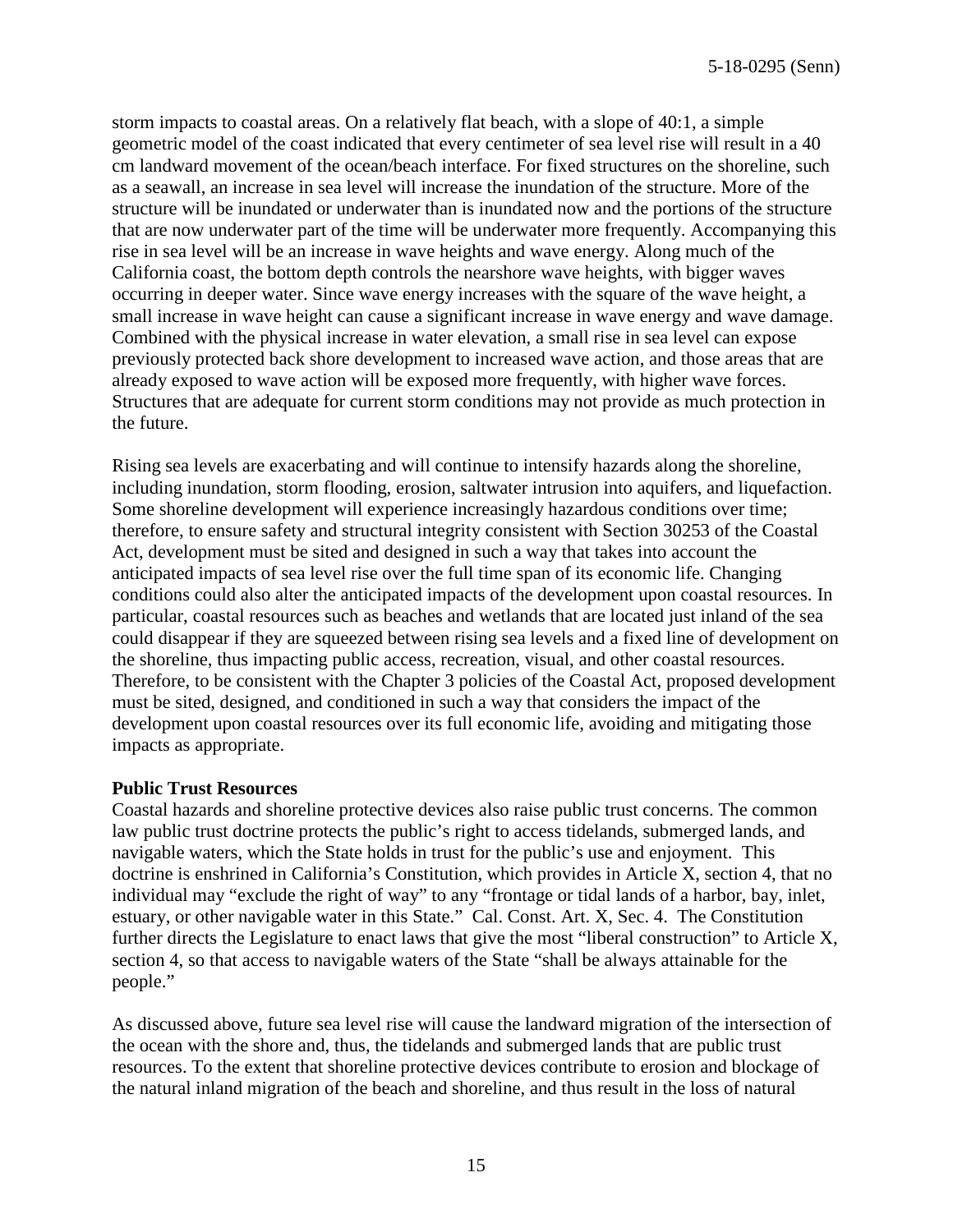storm impacts to coastal areas. On a relatively flat beach, with a slope of 40:1, a simple geometric model of the coast indicated that every centimeter of sea level rise will result in a 40 cm landward movement of the ocean/beach interface. For fixed structures on the shoreline, such as a seawall, an increase in sea level will increase the inundation of the structure. More of the structure will be inundated or underwater than is inundated now and the portions of the structure that are now underwater part of the time will be underwater more frequently. Accompanying this rise in sea level will be an increase in wave heights and wave energy. Along much of the California coast, the bottom depth controls the nearshore wave heights, with bigger waves occurring in deeper water. Since wave energy increases with the square of the wave height, a small increase in wave height can cause a significant increase in wave energy and wave damage. Combined with the physical increase in water elevation, a small rise in sea level can expose previously protected back shore development to increased wave action, and those areas that are already exposed to wave action will be exposed more frequently, with higher wave forces. Structures that are adequate for current storm conditions may not provide as much protection in the future.

Rising sea levels are exacerbating and will continue to intensify hazards along the shoreline, including inundation, storm flooding, erosion, saltwater intrusion into aquifers, and liquefaction. Some shoreline development will experience increasingly hazardous conditions over time; therefore, to ensure safety and structural integrity consistent with Section 30253 of the Coastal Act, development must be sited and designed in such a way that takes into account the anticipated impacts of sea level rise over the full time span of its economic life. Changing conditions could also alter the anticipated impacts of the development upon coastal resources. In particular, coastal resources such as beaches and wetlands that are located just inland of the sea could disappear if they are squeezed between rising sea levels and a fixed line of development on the shoreline, thus impacting public access, recreation, visual, and other coastal resources. Therefore, to be consistent with the Chapter 3 policies of the Coastal Act, proposed development must be sited, designed, and conditioned in such a way that considers the impact of the development upon coastal resources over its full economic life, avoiding and mitigating those impacts as appropriate.

**Public Trust Resources**

Coastal hazards and shoreline protective devices also raise public trust concerns. The common law public trust doctrine protects the public's right to access tidelands, submerged lands, and navigable waters, which the State holds in trust for the public's use and enjoyment. This doctrine is enshrined in California's Constitution, which provides in Article X, section 4, that no individual may "exclude the right of way" to any "frontage or tidal lands of a harbor, bay, inlet, estuary, or other navigable water in this State." Cal. Const. Art. X, Sec. 4. The Constitution further directs the Legislature to enact laws that give the most "liberal construction" to Article X, section 4, so that access to navigable waters of the State "shall be always attainable for the people."

As discussed above, future sea level rise will cause the landward migration of the intersection of the ocean with the shore and, thus, the tidelands and submerged lands that are public trust resources. To the extent that shoreline protective devices contribute to erosion and blockage of the natural inland migration of the beach and shoreline, and thus result in the loss of natural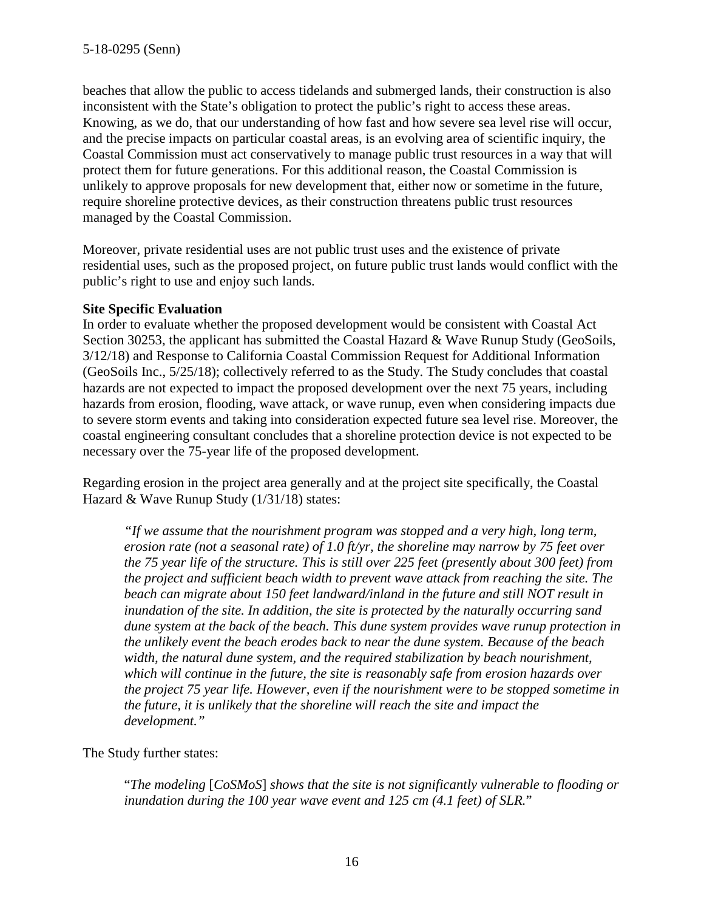beaches that allow the public to access tidelands and submerged lands, their construction is also inconsistent with the State's obligation to protect the public's right to access these areas. Knowing, as we do, that our understanding of how fast and how severe sea level rise will occur, and the precise impacts on particular coastal areas, is an evolving area of scientific inquiry, the Coastal Commission must act conservatively to manage public trust resources in a way that will protect them for future generations. For this additional reason, the Coastal Commission is unlikely to approve proposals for new development that, either now or sometime in the future, require shoreline protective devices, as their construction threatens public trust resources managed by the Coastal Commission.

Moreover, private residential uses are not public trust uses and the existence of private residential uses, such as the proposed project, on future public trust lands would conflict with the public's right to use and enjoy such lands.

**Site Specific Evaluation**

In order to evaluate whether the proposed development would be consistent with Coastal Act Section 30253, the applicant has submitted the Coastal Hazard & Wave Runup Study (GeoSoils, 3/12/18) and Response to California Coastal Commission Request for Additional Information (GeoSoils Inc., 5/25/18); collectively referred to as the Study. The Study concludes that coastal hazards are not expected to impact the proposed development over the next 75 years, including hazards from erosion, flooding, wave attack, or wave runup, even when considering impacts due to severe storm events and taking into consideration expected future sea level rise. Moreover, the coastal engineering consultant concludes that a shoreline protection device is not expected to be necessary over the 75-year life of the proposed development.

Regarding erosion in the project area generally and at the project site specifically, the Coastal Hazard & Wave Runup Study (1/31/18) states:

> *"If we assume that the nourishment program was stopped and a very high, long term, erosion rate (not a seasonal rate) of 1.0 ft/yr, the shoreline may narrow by 75 feet over the 75 year life of the structure. This is still over 225 feet (presently about 300 feet) from the project and sufficient beach width to prevent wave attack from reaching the site. The beach can migrate about 150 feet landward/inland in the future and still NOT result in inundation of the site. In addition, the site is protected by the naturally occurring sand dune system at the back of the beach. This dune system provides wave runup protection in the unlikely event the beach erodes back to near the dune system. Because of the beach width, the natural dune system, and the required stabilization by beach nourishment, which will continue in the future, the site is reasonably safe from erosion hazards over the project 75 year life. However, even if the nourishment were to be stopped sometime in the future, it is unlikely that the shoreline will reach the site and impact the development."*

The Study further states:

> "*The modeling* [*CoSMoS*] *shows that the site is not significantly vulnerable to flooding or inundation during the 100 year wave event and 125 cm (4.1 feet) of SLR.*"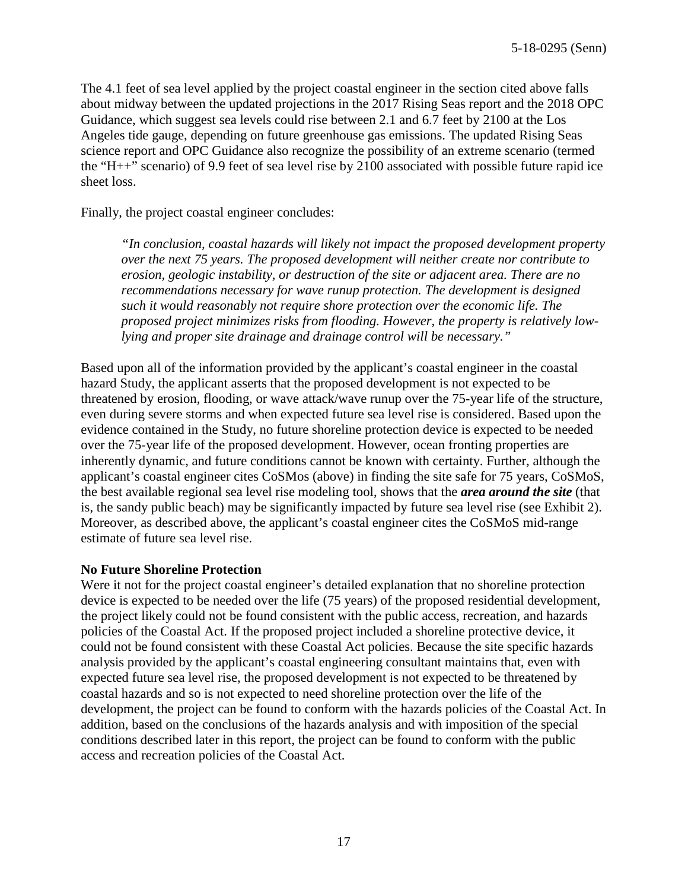The 4.1 feet of sea level applied by the project coastal engineer in the section cited above falls about midway between the updated projections in the 2017 Rising Seas report and the 2018 OPC Guidance, which suggest sea levels could rise between 2.1 and 6.7 feet by 2100 at the Los Angeles tide gauge, depending on future greenhouse gas emissions. The updated Rising Seas science report and OPC Guidance also recognize the possibility of an extreme scenario (termed the "H++" scenario) of 9.9 feet of sea level rise by 2100 associated with possible future rapid ice sheet loss.

Finally, the project coastal engineer concludes:

> *"In conclusion, coastal hazards will likely not impact the proposed development property over the next 75 years. The proposed development will neither create nor contribute to erosion, geologic instability, or destruction of the site or adjacent area. There are no recommendations necessary for wave runup protection. The development is designed such it would reasonably not require shore protection over the economic life. The proposed project minimizes risks from flooding. However, the property is relatively low-lying and proper site drainage and drainage control will be necessary."*

Based upon all of the information provided by the applicant's coastal engineer in the coastal hazard Study, the applicant asserts that the proposed development is not expected to be threatened by erosion, flooding, or wave attack/wave runup over the 75-year life of the structure, even during severe storms and when expected future sea level rise is considered. Based upon the evidence contained in the Study, no future shoreline protection device is expected to be needed over the 75-year life of the proposed development. However, ocean fronting properties are inherently dynamic, and future conditions cannot be known with certainty. Further, although the applicant's coastal engineer cites CoSMos (above) in finding the site safe for 75 years, CoSMoS, the best available regional sea level rise modeling tool, shows that the ***area around the site*** (that is, the sandy public beach) may be significantly impacted by future sea level rise (see Exhibit 2). Moreover, as described above, the applicant's coastal engineer cites the CoSMoS mid-range estimate of future sea level rise.

**No Future Shoreline Protection**

Were it not for the project coastal engineer's detailed explanation that no shoreline protection device is expected to be needed over the life (75 years) of the proposed residential development, the project likely could not be found consistent with the public access, recreation, and hazards policies of the Coastal Act. If the proposed project included a shoreline protective device, it could not be found consistent with these Coastal Act policies. Because the site specific hazards analysis provided by the applicant's coastal engineering consultant maintains that, even with expected future sea level rise, the proposed development is not expected to be threatened by coastal hazards and so is not expected to need shoreline protection over the life of the development, the project can be found to conform with the hazards policies of the Coastal Act. In addition, based on the conclusions of the hazards analysis and with imposition of the special conditions described later in this report, the project can be found to conform with the public access and recreation policies of the Coastal Act.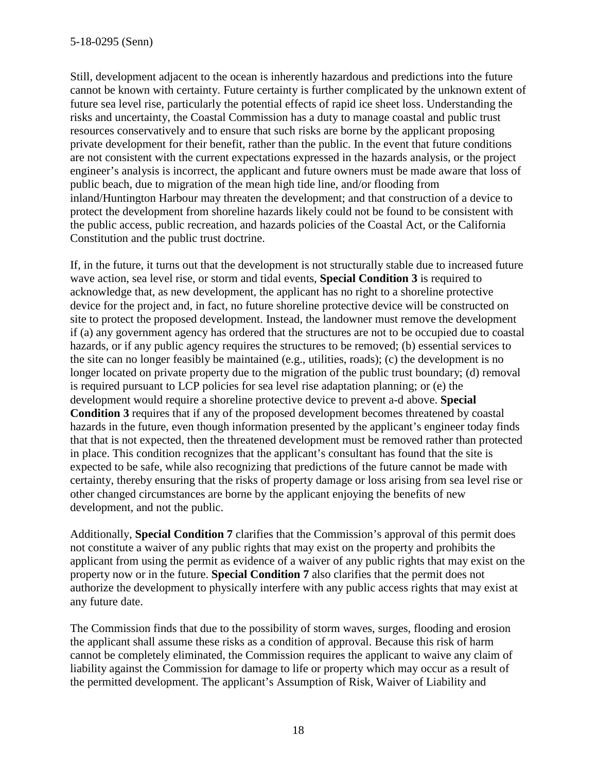Still, development adjacent to the ocean is inherently hazardous and predictions into the future cannot be known with certainty. Future certainty is further complicated by the unknown extent of future sea level rise, particularly the potential effects of rapid ice sheet loss. Understanding the risks and uncertainty, the Coastal Commission has a duty to manage coastal and public trust resources conservatively and to ensure that such risks are borne by the applicant proposing private development for their benefit, rather than the public. In the event that future conditions are not consistent with the current expectations expressed in the hazards analysis, or the project engineer's analysis is incorrect, the applicant and future owners must be made aware that loss of public beach, due to migration of the mean high tide line, and/or flooding from inland/Huntington Harbour may threaten the development; and that construction of a device to protect the development from shoreline hazards likely could not be found to be consistent with the public access, public recreation, and hazards policies of the Coastal Act, or the California Constitution and the public trust doctrine.

If, in the future, it turns out that the development is not structurally stable due to increased future wave action, sea level rise, or storm and tidal events, **Special Condition 3** is required to acknowledge that, as new development, the applicant has no right to a shoreline protective device for the project and, in fact, no future shoreline protective device will be constructed on site to protect the proposed development. Instead, the landowner must remove the development if (a) any government agency has ordered that the structures are not to be occupied due to coastal hazards, or if any public agency requires the structures to be removed; (b) essential services to the site can no longer feasibly be maintained (e.g., utilities, roads); (c) the development is no longer located on private property due to the migration of the public trust boundary; (d) removal is required pursuant to LCP policies for sea level rise adaptation planning; or (e) the development would require a shoreline protective device to prevent a-d above. **Special Condition 3** requires that if any of the proposed development becomes threatened by coastal hazards in the future, even though information presented by the applicant's engineer today finds that that is not expected, then the threatened development must be removed rather than protected in place. This condition recognizes that the applicant's consultant has found that the site is expected to be safe, while also recognizing that predictions of the future cannot be made with certainty, thereby ensuring that the risks of property damage or loss arising from sea level rise or other changed circumstances are borne by the applicant enjoying the benefits of new development, and not the public.

Additionally, **Special Condition 7** clarifies that the Commission's approval of this permit does not constitute a waiver of any public rights that may exist on the property and prohibits the applicant from using the permit as evidence of a waiver of any public rights that may exist on the property now or in the future. **Special Condition 7** also clarifies that the permit does not authorize the development to physically interfere with any public access rights that may exist at any future date.

The Commission finds that due to the possibility of storm waves, surges, flooding and erosion the applicant shall assume these risks as a condition of approval. Because this risk of harm cannot be completely eliminated, the Commission requires the applicant to waive any claim of liability against the Commission for damage to life or property which may occur as a result of the permitted development. The applicant's Assumption of Risk, Waiver of Liability and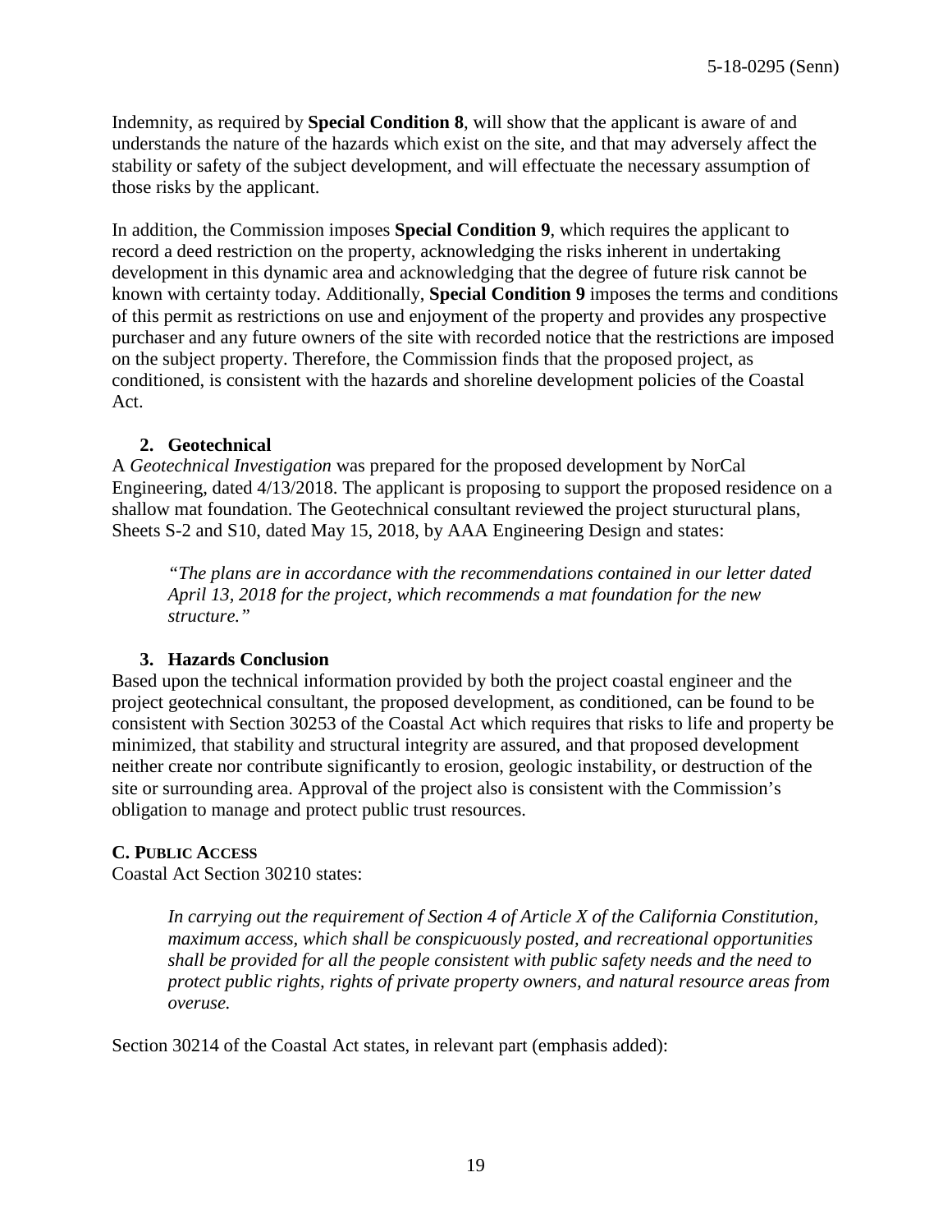Indemnity, as required by **Special Condition 8**, will show that the applicant is aware of and understands the nature of the hazards which exist on the site, and that may adversely affect the stability or safety of the subject development, and will effectuate the necessary assumption of those risks by the applicant.

In addition, the Commission imposes **Special Condition 9**, which requires the applicant to record a deed restriction on the property, acknowledging the risks inherent in undertaking development in this dynamic area and acknowledging that the degree of future risk cannot be known with certainty today. Additionally, **Special Condition 9** imposes the terms and conditions of this permit as restrictions on use and enjoyment of the property and provides any prospective purchaser and any future owners of the site with recorded notice that the restrictions are imposed on the subject property. Therefore, the Commission finds that the proposed project, as conditioned, is consistent with the hazards and shoreline development policies of the Coastal Act.

### 2. Geotechnical

A *Geotechnical Investigation* was prepared for the proposed development by NorCal Engineering, dated 4/13/2018. The applicant is proposing to support the proposed residence on a shallow mat foundation. The Geotechnical consultant reviewed the project stuructural plans, Sheets S-2 and S10, dated May 15, 2018, by AAA Engineering Design and states:

> *"The plans are in accordance with the recommendations contained in our letter dated April 13, 2018 for the project, which recommends a mat foundation for the new structure."*

### 3. Hazards Conclusion

Based upon the technical information provided by both the project coastal engineer and the project geotechnical consultant, the proposed development, as conditioned, can be found to be consistent with Section 30253 of the Coastal Act which requires that risks to life and property be minimized, that stability and structural integrity are assured, and that proposed development neither create nor contribute significantly to erosion, geologic instability, or destruction of the site or surrounding area. Approval of the project also is consistent with the Commission's obligation to manage and protect public trust resources.

## C. Public Access

Coastal Act Section 30210 states:

> *In carrying out the requirement of Section 4 of Article X of the California Constitution, maximum access, which shall be conspicuously posted, and recreational opportunities shall be provided for all the people consistent with public safety needs and the need to protect public rights, rights of private property owners, and natural resource areas from overuse.*

Section 30214 of the Coastal Act states, in relevant part (emphasis added):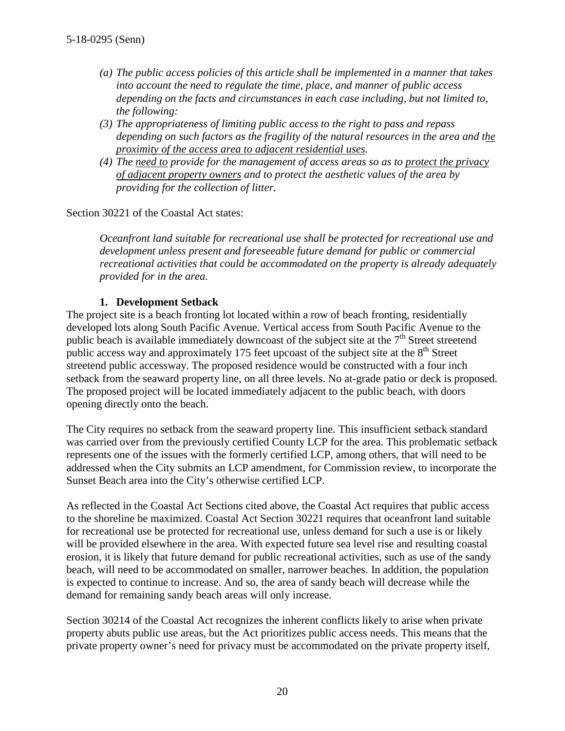*(a) The public access policies of this article shall be implemented in a manner that takes into account the need to regulate the time, place, and manner of public access depending on the facts and circumstances in each case including, but not limited to, the following:*

*(3) The appropriateness of limiting public access to the right to pass and repass depending on such factors as the fragility of the natural resources in the area and <u>the proximity of the access area to adjacent residential uses</u>.*

*(4) The <u>need to</u> provide for the management of access areas so as to <u>protect the privacy of adjacent property owners</u> and to protect the aesthetic values of the area by providing for the collection of litter.*

Section 30221 of the Coastal Act states:

> *Oceanfront land suitable for recreational use shall be protected for recreational use and development unless present and foreseeable future demand for public or commercial recreational activities that could be accommodated on the property is already adequately provided for in the area.*

**1. Development Setback**

The project site is a beach fronting lot located within a row of beach fronting, residentially developed lots along South Pacific Avenue. Vertical access from South Pacific Avenue to the public beach is available immediately downcoast of the subject site at the 7th Street streetend public access way and approximately 175 feet upcoast of the subject site at the 8th Street streetend public accessway. The proposed residence would be constructed with a four inch setback from the seaward property line, on all three levels. No at-grade patio or deck is proposed. The proposed project will be located immediately adjacent to the public beach, with doors opening directly onto the beach.

The City requires no setback from the seaward property line. This insufficient setback standard was carried over from the previously certified County LCP for the area. This problematic setback represents one of the issues with the formerly certified LCP, among others, that will need to be addressed when the City submits an LCP amendment, for Commission review, to incorporate the Sunset Beach area into the City's otherwise certified LCP.

As reflected in the Coastal Act Sections cited above, the Coastal Act requires that public access to the shoreline be maximized. Coastal Act Section 30221 requires that oceanfront land suitable for recreational use be protected for recreational use, unless demand for such a use is or likely will be provided elsewhere in the area. With expected future sea level rise and resulting coastal erosion, it is likely that future demand for public recreational activities, such as use of the sandy beach, will need to be accommodated on smaller, narrower beaches. In addition, the population is expected to continue to increase. And so, the area of sandy beach will decrease while the demand for remaining sandy beach areas will only increase.

Section 30214 of the Coastal Act recognizes the inherent conflicts likely to arise when private property abuts public use areas, but the Act prioritizes public access needs. This means that the private property owner's need for privacy must be accommodated on the private property itself,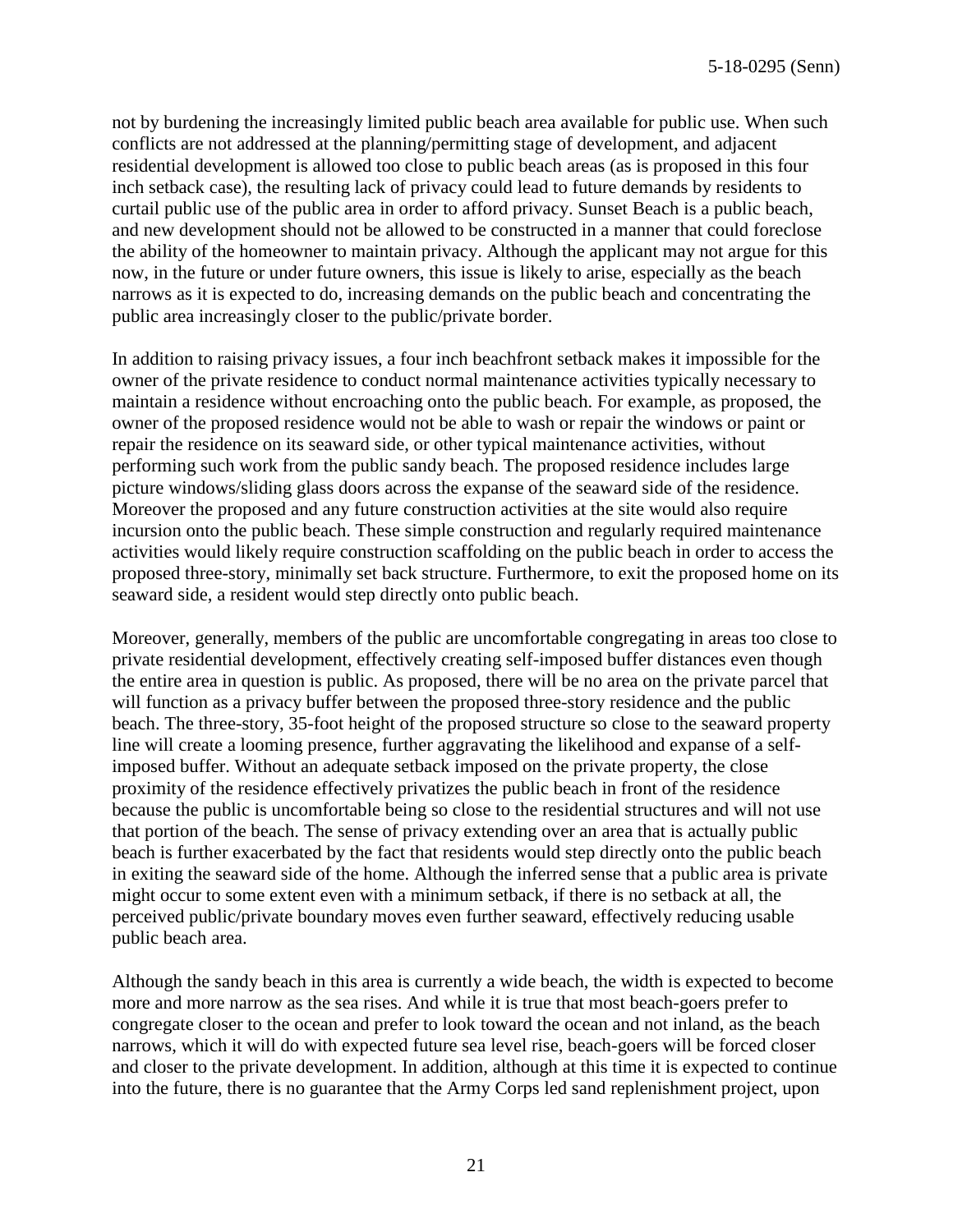not by burdening the increasingly limited public beach area available for public use. When such conflicts are not addressed at the planning/permitting stage of development, and adjacent residential development is allowed too close to public beach areas (as is proposed in this four inch setback case), the resulting lack of privacy could lead to future demands by residents to curtail public use of the public area in order to afford privacy. Sunset Beach is a public beach, and new development should not be allowed to be constructed in a manner that could foreclose the ability of the homeowner to maintain privacy. Although the applicant may not argue for this now, in the future or under future owners, this issue is likely to arise, especially as the beach narrows as it is expected to do, increasing demands on the public beach and concentrating the public area increasingly closer to the public/private border.

In addition to raising privacy issues, a four inch beachfront setback makes it impossible for the owner of the private residence to conduct normal maintenance activities typically necessary to maintain a residence without encroaching onto the public beach. For example, as proposed, the owner of the proposed residence would not be able to wash or repair the windows or paint or repair the residence on its seaward side, or other typical maintenance activities, without performing such work from the public sandy beach. The proposed residence includes large picture windows/sliding glass doors across the expanse of the seaward side of the residence. Moreover the proposed and any future construction activities at the site would also require incursion onto the public beach. These simple construction and regularly required maintenance activities would likely require construction scaffolding on the public beach in order to access the proposed three-story, minimally set back structure. Furthermore, to exit the proposed home on its seaward side, a resident would step directly onto public beach.

Moreover, generally, members of the public are uncomfortable congregating in areas too close to private residential development, effectively creating self-imposed buffer distances even though the entire area in question is public. As proposed, there will be no area on the private parcel that will function as a privacy buffer between the proposed three-story residence and the public beach. The three-story, 35-foot height of the proposed structure so close to the seaward property line will create a looming presence, further aggravating the likelihood and expanse of a self-imposed buffer. Without an adequate setback imposed on the private property, the close proximity of the residence effectively privatizes the public beach in front of the residence because the public is uncomfortable being so close to the residential structures and will not use that portion of the beach. The sense of privacy extending over an area that is actually public beach is further exacerbated by the fact that residents would step directly onto the public beach in exiting the seaward side of the home. Although the inferred sense that a public area is private might occur to some extent even with a minimum setback, if there is no setback at all, the perceived public/private boundary moves even further seaward, effectively reducing usable public beach area.

Although the sandy beach in this area is currently a wide beach, the width is expected to become more and more narrow as the sea rises. And while it is true that most beach-goers prefer to congregate closer to the ocean and prefer to look toward the ocean and not inland, as the beach narrows, which it will do with expected future sea level rise, beach-goers will be forced closer and closer to the private development. In addition, although at this time it is expected to continue into the future, there is no guarantee that the Army Corps led sand replenishment project, upon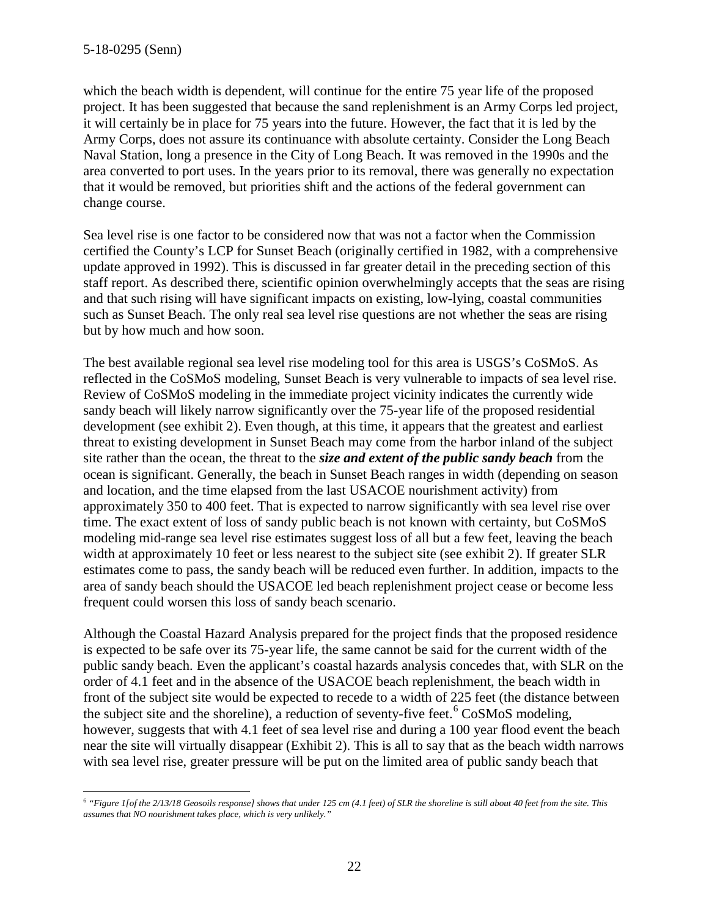which the beach width is dependent, will continue for the entire 75 year life of the proposed project. It has been suggested that because the sand replenishment is an Army Corps led project, it will certainly be in place for 75 years into the future. However, the fact that it is led by the Army Corps, does not assure its continuance with absolute certainty. Consider the Long Beach Naval Station, long a presence in the City of Long Beach. It was removed in the 1990s and the area converted to port uses. In the years prior to its removal, there was generally no expectation that it would be removed, but priorities shift and the actions of the federal government can change course.

Sea level rise is one factor to be considered now that was not a factor when the Commission certified the County's LCP for Sunset Beach (originally certified in 1982, with a comprehensive update approved in 1992). This is discussed in far greater detail in the preceding section of this staff report. As described there, scientific opinion overwhelmingly accepts that the seas are rising and that such rising will have significant impacts on existing, low-lying, coastal communities such as Sunset Beach. The only real sea level rise questions are not whether the seas are rising but by how much and how soon.

The best available regional sea level rise modeling tool for this area is USGS's CoSMoS. As reflected in the CoSMoS modeling, Sunset Beach is very vulnerable to impacts of sea level rise. Review of CoSMoS modeling in the immediate project vicinity indicates the currently wide sandy beach will likely narrow significantly over the 75-year life of the proposed residential development (see exhibit 2). Even though, at this time, it appears that the greatest and earliest threat to existing development in Sunset Beach may come from the harbor inland of the subject site rather than the ocean, the threat to the ***size and extent of the public sandy beach*** from the ocean is significant. Generally, the beach in Sunset Beach ranges in width (depending on season and location, and the time elapsed from the last USACOE nourishment activity) from approximately 350 to 400 feet. That is expected to narrow significantly with sea level rise over time. The exact extent of loss of sandy public beach is not known with certainty, but CoSMoS modeling mid-range sea level rise estimates suggest loss of all but a few feet, leaving the beach width at approximately 10 feet or less nearest to the subject site (see exhibit 2). If greater SLR estimates come to pass, the sandy beach will be reduced even further. In addition, impacts to the area of sandy beach should the USACOE led beach replenishment project cease or become less frequent could worsen this loss of sandy beach scenario.

Although the Coastal Hazard Analysis prepared for the project finds that the proposed residence is expected to be safe over its 75-year life, the same cannot be said for the current width of the public sandy beach. Even the applicant's coastal hazards analysis concedes that, with SLR on the order of 4.1 feet and in the absence of the USACOE beach replenishment, the beach width in front of the subject site would be expected to recede to a width of 225 feet (the distance between the subject site and the shoreline), a reduction of seventy-five feet.[6] CoSMoS modeling, however, suggests that with 4.1 feet of sea level rise and during a 100 year flood event the beach near the site will virtually disappear (Exhibit 2). This is all to say that as the beach width narrows with sea level rise, greater pressure will be put on the limited area of public sandy beach that

[6] *"Figure 1[of the 2/13/18 Geosoils response] shows that under 125 cm (4.1 feet) of SLR the shoreline is still about 40 feet from the site. This assumes that NO nourishment takes place, which is very unlikely."*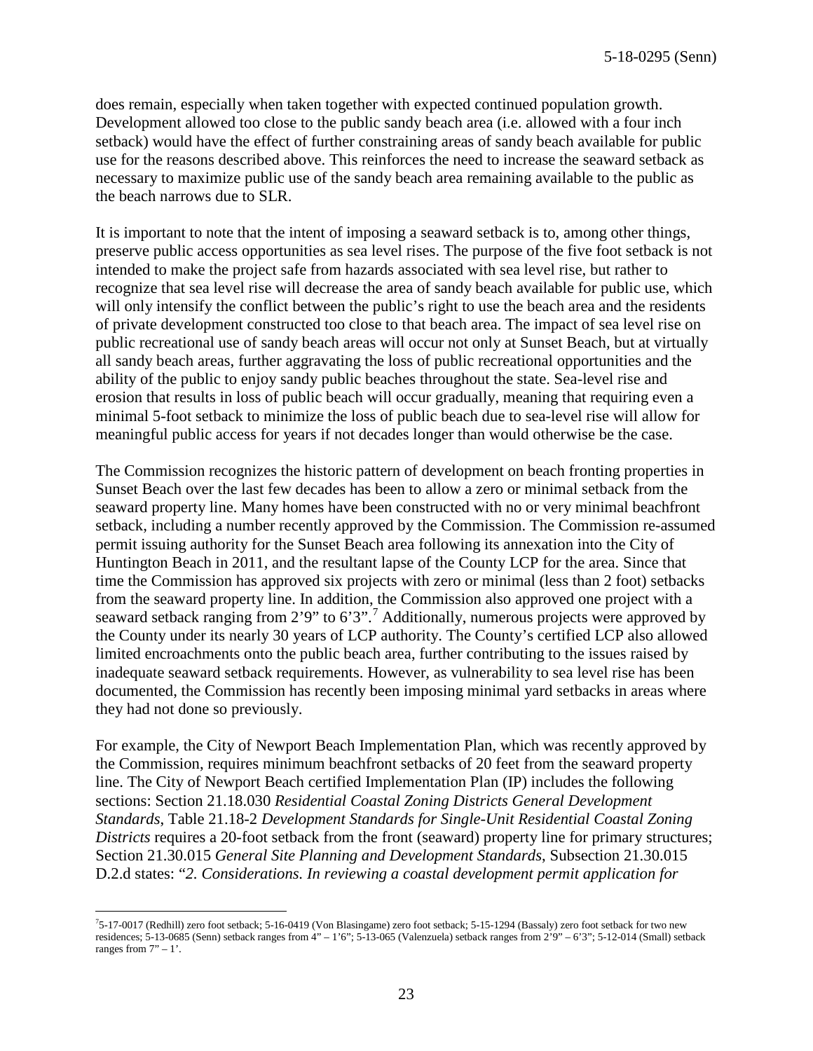does remain, especially when taken together with expected continued population growth. Development allowed too close to the public sandy beach area (i.e. allowed with a four inch setback) would have the effect of further constraining areas of sandy beach available for public use for the reasons described above. This reinforces the need to increase the seaward setback as necessary to maximize public use of the sandy beach area remaining available to the public as the beach narrows due to SLR.

It is important to note that the intent of imposing a seaward setback is to, among other things, preserve public access opportunities as sea level rises. The purpose of the five foot setback is not intended to make the project safe from hazards associated with sea level rise, but rather to recognize that sea level rise will decrease the area of sandy beach available for public use, which will only intensify the conflict between the public's right to use the beach area and the residents of private development constructed too close to that beach area. The impact of sea level rise on public recreational use of sandy beach areas will occur not only at Sunset Beach, but at virtually all sandy beach areas, further aggravating the loss of public recreational opportunities and the ability of the public to enjoy sandy public beaches throughout the state. Sea-level rise and erosion that results in loss of public beach will occur gradually, meaning that requiring even a minimal 5-foot setback to minimize the loss of public beach due to sea-level rise will allow for meaningful public access for years if not decades longer than would otherwise be the case.

The Commission recognizes the historic pattern of development on beach fronting properties in Sunset Beach over the last few decades has been to allow a zero or minimal setback from the seaward property line. Many homes have been constructed with no or very minimal beachfront setback, including a number recently approved by the Commission. The Commission re-assumed permit issuing authority for the Sunset Beach area following its annexation into the City of Huntington Beach in 2011, and the resultant lapse of the County LCP for the area. Since that time the Commission has approved six projects with zero or minimal (less than 2 foot) setbacks from the seaward property line. In addition, the Commission also approved one project with a seaward setback ranging from 2'9" to 6'3".[7] Additionally, numerous projects were approved by the County under its nearly 30 years of LCP authority. The County's certified LCP also allowed limited encroachments onto the public beach area, further contributing to the issues raised by inadequate seaward setback requirements. However, as vulnerability to sea level rise has been documented, the Commission has recently been imposing minimal yard setbacks in areas where they had not done so previously.

For example, the City of Newport Beach Implementation Plan, which was recently approved by the Commission, requires minimum beachfront setbacks of 20 feet from the seaward property line. The City of Newport Beach certified Implementation Plan (IP) includes the following sections: Section 21.18.030 *Residential Coastal Zoning Districts General Development Standards*, Table 21.18-2 *Development Standards for Single-Unit Residential Coastal Zoning Districts* requires a 20-foot setback from the front (seaward) property line for primary structures; Section 21.30.015 *General Site Planning and Development Standards*, Subsection 21.30.015 D.2.d states: "*2. Considerations. In reviewing a coastal development permit application for*

---

[7] 5-17-0017 (Redhill) zero foot setback; 5-16-0419 (Von Blasingame) zero foot setback; 5-15-1294 (Bassaly) zero foot setback for two new residences; 5-13-0685 (Senn) setback ranges from 4" – 1'6"; 5-13-065 (Valenzuela) setback ranges from 2'9" – 6'3"; 5-12-014 (Small) setback ranges from 7" – 1'.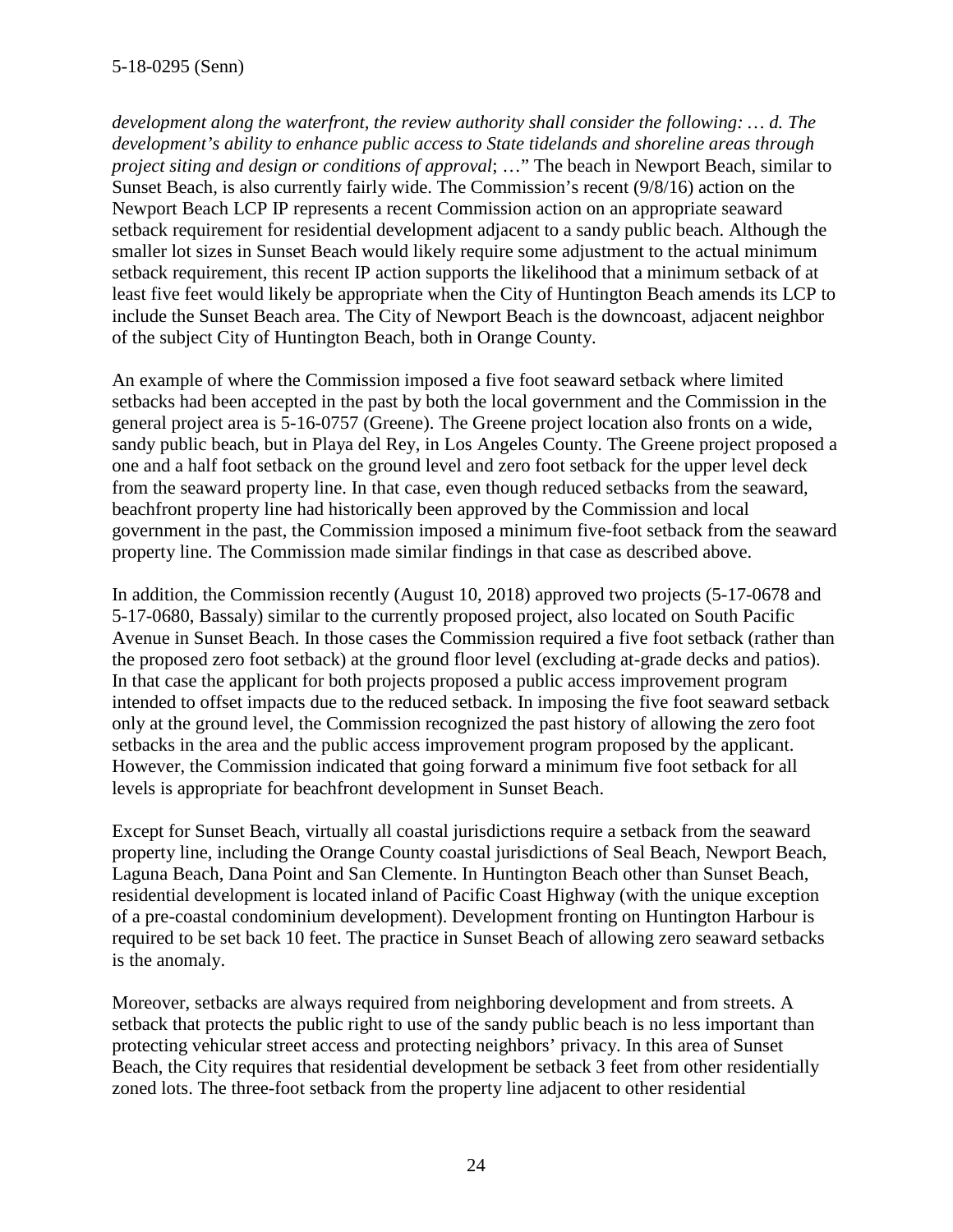*development along the waterfront, the review authority shall consider the following: … d. The development's ability to enhance public access to State tidelands and shoreline areas through project siting and design or conditions of approval*; …" The beach in Newport Beach, similar to Sunset Beach, is also currently fairly wide. The Commission's recent (9/8/16) action on the Newport Beach LCP IP represents a recent Commission action on an appropriate seaward setback requirement for residential development adjacent to a sandy public beach. Although the smaller lot sizes in Sunset Beach would likely require some adjustment to the actual minimum setback requirement, this recent IP action supports the likelihood that a minimum setback of at least five feet would likely be appropriate when the City of Huntington Beach amends its LCP to include the Sunset Beach area. The City of Newport Beach is the downcoast, adjacent neighbor of the subject City of Huntington Beach, both in Orange County.

An example of where the Commission imposed a five foot seaward setback where limited setbacks had been accepted in the past by both the local government and the Commission in the general project area is 5-16-0757 (Greene). The Greene project location also fronts on a wide, sandy public beach, but in Playa del Rey, in Los Angeles County. The Greene project proposed a one and a half foot setback on the ground level and zero foot setback for the upper level deck from the seaward property line. In that case, even though reduced setbacks from the seaward, beachfront property line had historically been approved by the Commission and local government in the past, the Commission imposed a minimum five-foot setback from the seaward property line. The Commission made similar findings in that case as described above.

In addition, the Commission recently (August 10, 2018) approved two projects (5-17-0678 and 5-17-0680, Bassaly) similar to the currently proposed project, also located on South Pacific Avenue in Sunset Beach. In those cases the Commission required a five foot setback (rather than the proposed zero foot setback) at the ground floor level (excluding at-grade decks and patios). In that case the applicant for both projects proposed a public access improvement program intended to offset impacts due to the reduced setback. In imposing the five foot seaward setback only at the ground level, the Commission recognized the past history of allowing the zero foot setbacks in the area and the public access improvement program proposed by the applicant. However, the Commission indicated that going forward a minimum five foot setback for all levels is appropriate for beachfront development in Sunset Beach.

Except for Sunset Beach, virtually all coastal jurisdictions require a setback from the seaward property line, including the Orange County coastal jurisdictions of Seal Beach, Newport Beach, Laguna Beach, Dana Point and San Clemente. In Huntington Beach other than Sunset Beach, residential development is located inland of Pacific Coast Highway (with the unique exception of a pre-coastal condominium development). Development fronting on Huntington Harbour is required to be set back 10 feet. The practice in Sunset Beach of allowing zero seaward setbacks is the anomaly.

Moreover, setbacks are always required from neighboring development and from streets. A setback that protects the public right to use of the sandy public beach is no less important than protecting vehicular street access and protecting neighbors' privacy. In this area of Sunset Beach, the City requires that residential development be setback 3 feet from other residentially zoned lots. The three-foot setback from the property line adjacent to other residential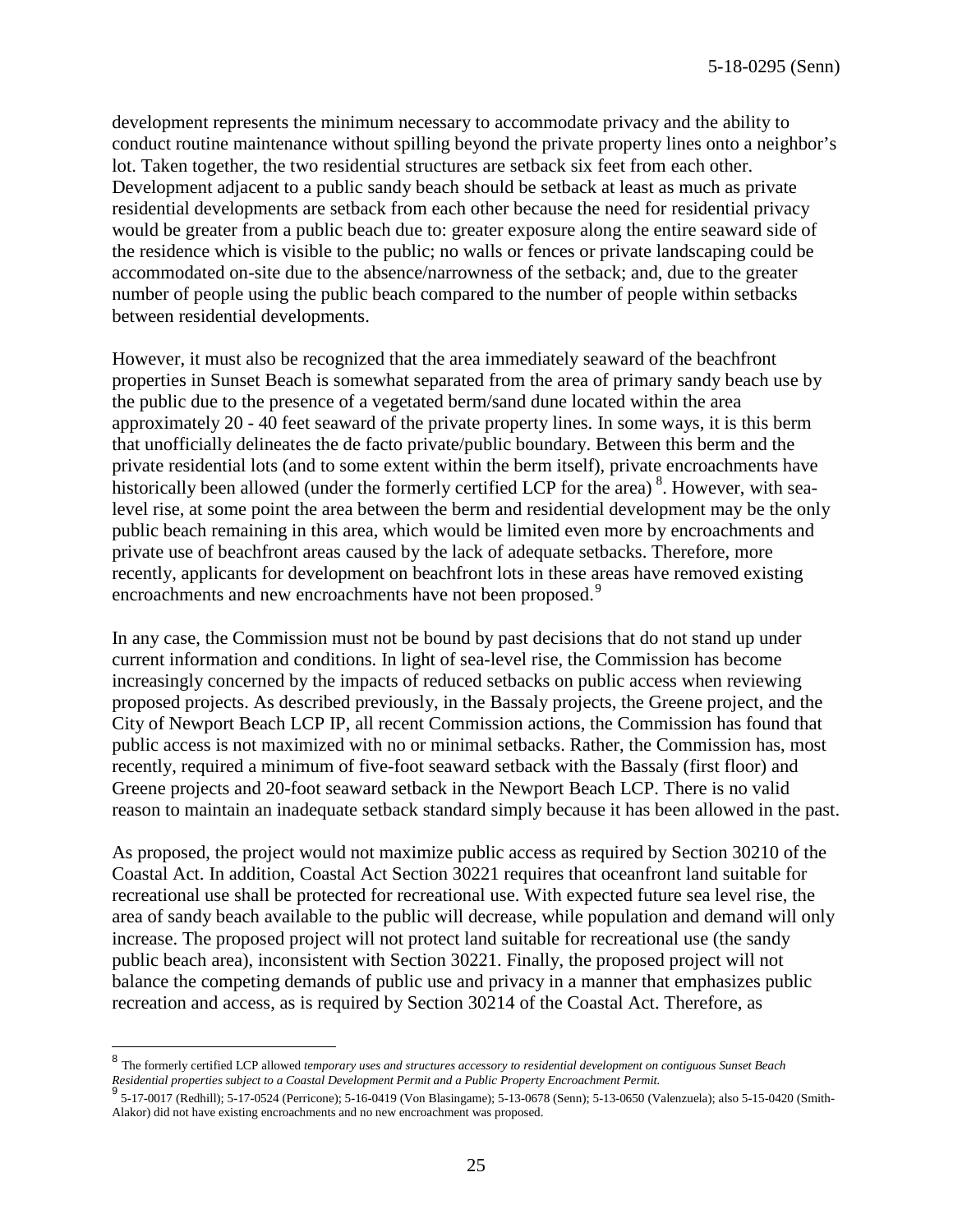development represents the minimum necessary to accommodate privacy and the ability to conduct routine maintenance without spilling beyond the private property lines onto a neighbor's lot. Taken together, the two residential structures are setback six feet from each other. Development adjacent to a public sandy beach should be setback at least as much as private residential developments are setback from each other because the need for residential privacy would be greater from a public beach due to: greater exposure along the entire seaward side of the residence which is visible to the public; no walls or fences or private landscaping could be accommodated on-site due to the absence/narrowness of the setback; and, due to the greater number of people using the public beach compared to the number of people within setbacks between residential developments.

However, it must also be recognized that the area immediately seaward of the beachfront properties in Sunset Beach is somewhat separated from the area of primary sandy beach use by the public due to the presence of a vegetated berm/sand dune located within the area approximately 20 - 40 feet seaward of the private property lines. In some ways, it is this berm that unofficially delineates the de facto private/public boundary. Between this berm and the private residential lots (and to some extent within the berm itself), private encroachments have historically been allowed (under the formerly certified LCP for the area) [8]. However, with sea-level rise, at some point the area between the berm and residential development may be the only public beach remaining in this area, which would be limited even more by encroachments and private use of beachfront areas caused by the lack of adequate setbacks. Therefore, more recently, applicants for development on beachfront lots in these areas have removed existing encroachments and new encroachments have not been proposed.[9]

In any case, the Commission must not be bound by past decisions that do not stand up under current information and conditions. In light of sea-level rise, the Commission has become increasingly concerned by the impacts of reduced setbacks on public access when reviewing proposed projects. As described previously, in the Bassaly projects, the Greene project, and the City of Newport Beach LCP IP, all recent Commission actions, the Commission has found that public access is not maximized with no or minimal setbacks. Rather, the Commission has, most recently, required a minimum of five-foot seaward setback with the Bassaly (first floor) and Greene projects and 20-foot seaward setback in the Newport Beach LCP. There is no valid reason to maintain an inadequate setback standard simply because it has been allowed in the past.

As proposed, the project would not maximize public access as required by Section 30210 of the Coastal Act. In addition, Coastal Act Section 30221 requires that oceanfront land suitable for recreational use shall be protected for recreational use. With expected future sea level rise, the area of sandy beach available to the public will decrease, while population and demand will only increase. The proposed project will not protect land suitable for recreational use (the sandy public beach area), inconsistent with Section 30221. Finally, the proposed project will not balance the competing demands of public use and privacy in a manner that emphasizes public recreation and access, as is required by Section 30214 of the Coastal Act. Therefore, as

---

[8] The formerly certified LCP allowed *temporary uses and structures accessory to residential development on contiguous Sunset Beach Residential properties subject to a Coastal Development Permit and a Public Property Encroachment Permit.*

[9] 5-17-0017 (Redhill); 5-17-0524 (Perricone); 5-16-0419 (Von Blasingame); 5-13-0678 (Senn); 5-13-0650 (Valenzuela); also 5-15-0420 (Smith-Alakor) did not have existing encroachments and no new encroachment was proposed.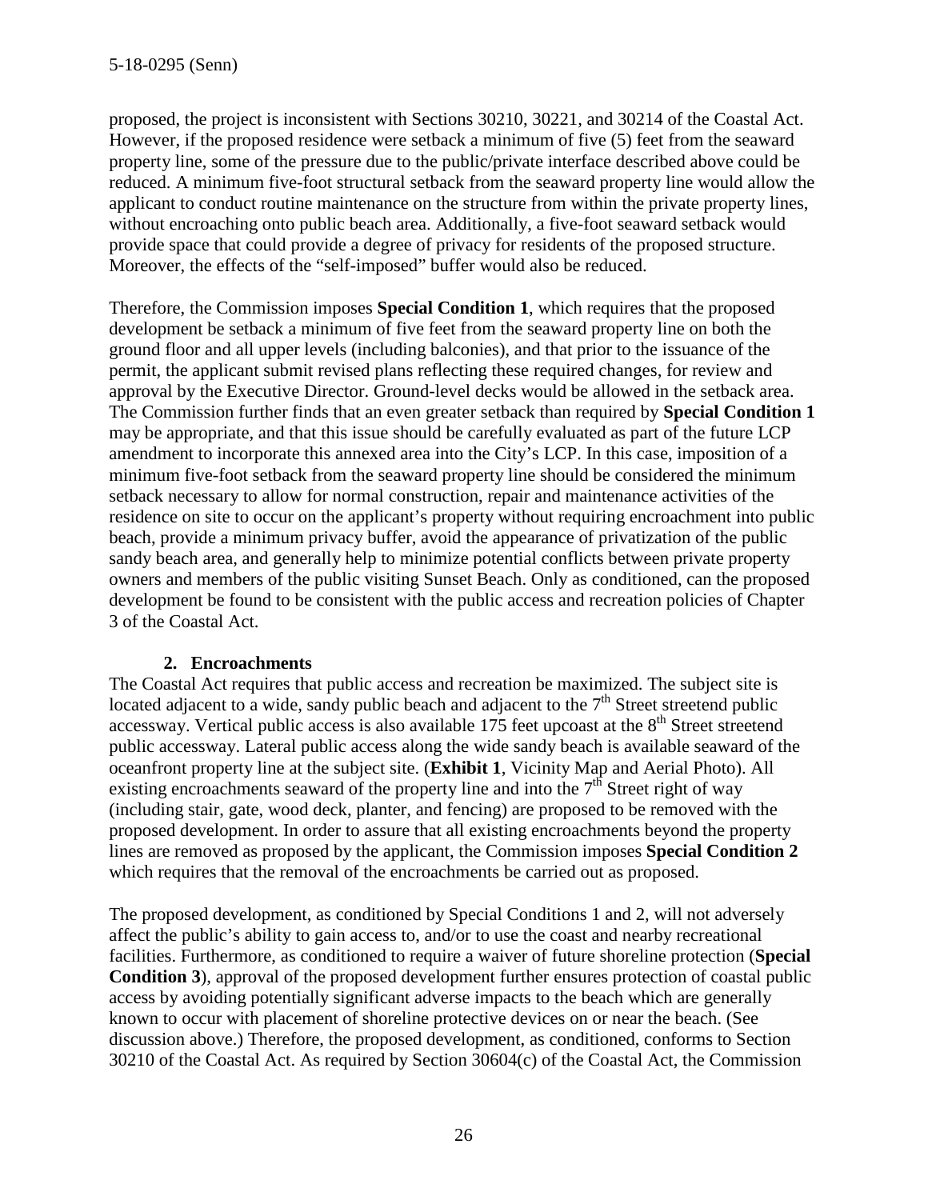proposed, the project is inconsistent with Sections 30210, 30221, and 30214 of the Coastal Act. However, if the proposed residence were setback a minimum of five (5) feet from the seaward property line, some of the pressure due to the public/private interface described above could be reduced. A minimum five-foot structural setback from the seaward property line would allow the applicant to conduct routine maintenance on the structure from within the private property lines, without encroaching onto public beach area. Additionally, a five-foot seaward setback would provide space that could provide a degree of privacy for residents of the proposed structure. Moreover, the effects of the "self-imposed" buffer would also be reduced.

Therefore, the Commission imposes **Special Condition 1**, which requires that the proposed development be setback a minimum of five feet from the seaward property line on both the ground floor and all upper levels (including balconies), and that prior to the issuance of the permit, the applicant submit revised plans reflecting these required changes, for review and approval by the Executive Director. Ground-level decks would be allowed in the setback area. The Commission further finds that an even greater setback than required by **Special Condition 1** may be appropriate, and that this issue should be carefully evaluated as part of the future LCP amendment to incorporate this annexed area into the City's LCP. In this case, imposition of a minimum five-foot setback from the seaward property line should be considered the minimum setback necessary to allow for normal construction, repair and maintenance activities of the residence on site to occur on the applicant's property without requiring encroachment into public beach, provide a minimum privacy buffer, avoid the appearance of privatization of the public sandy beach area, and generally help to minimize potential conflicts between private property owners and members of the public visiting Sunset Beach. Only as conditioned, can the proposed development be found to be consistent with the public access and recreation policies of Chapter 3 of the Coastal Act.

### 2. Encroachments

The Coastal Act requires that public access and recreation be maximized. The subject site is located adjacent to a wide, sandy public beach and adjacent to the 7th Street streetend public accessway. Vertical public access is also available 175 feet upcoast at the 8th Street streetend public accessway. Lateral public access along the wide sandy beach is available seaward of the oceanfront property line at the subject site. (**Exhibit 1**, Vicinity Map and Aerial Photo). All existing encroachments seaward of the property line and into the 7th Street right of way (including stair, gate, wood deck, planter, and fencing) are proposed to be removed with the proposed development. In order to assure that all existing encroachments beyond the property lines are removed as proposed by the applicant, the Commission imposes **Special Condition 2** which requires that the removal of the encroachments be carried out as proposed.

The proposed development, as conditioned by Special Conditions 1 and 2, will not adversely affect the public's ability to gain access to, and/or to use the coast and nearby recreational facilities. Furthermore, as conditioned to require a waiver of future shoreline protection (**Special Condition 3**), approval of the proposed development further ensures protection of coastal public access by avoiding potentially significant adverse impacts to the beach which are generally known to occur with placement of shoreline protective devices on or near the beach. (See discussion above.) Therefore, the proposed development, as conditioned, conforms to Section 30210 of the Coastal Act. As required by Section 30604(c) of the Coastal Act, the Commission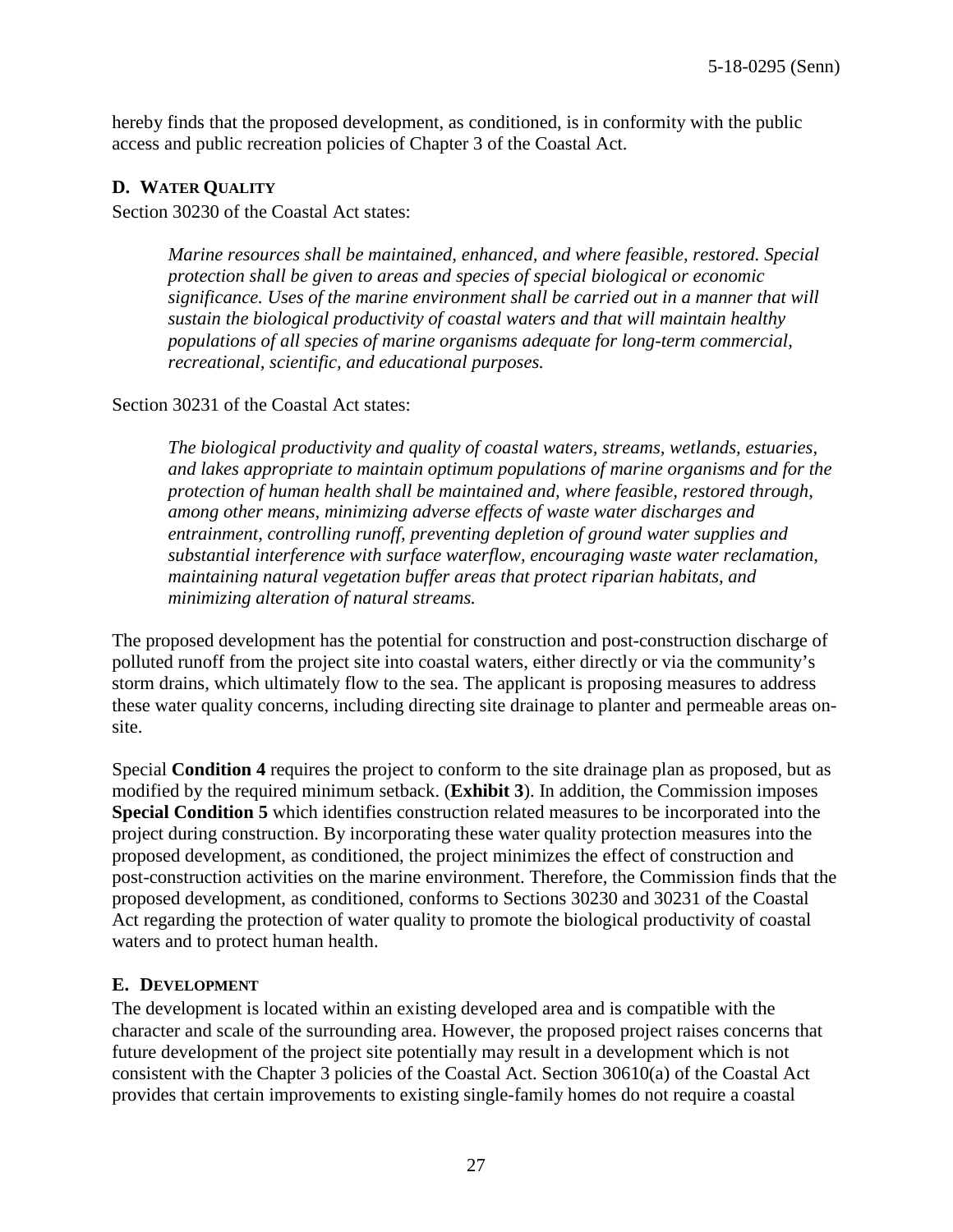hereby finds that the proposed development, as conditioned, is in conformity with the public access and public recreation policies of Chapter 3 of the Coastal Act.

### D. WATER QUALITY

Section 30230 of the Coastal Act states:

> *Marine resources shall be maintained, enhanced, and where feasible, restored. Special protection shall be given to areas and species of special biological or economic significance. Uses of the marine environment shall be carried out in a manner that will sustain the biological productivity of coastal waters and that will maintain healthy populations of all species of marine organisms adequate for long-term commercial, recreational, scientific, and educational purposes.*

Section 30231 of the Coastal Act states:

> *The biological productivity and quality of coastal waters, streams, wetlands, estuaries, and lakes appropriate to maintain optimum populations of marine organisms and for the protection of human health shall be maintained and, where feasible, restored through, among other means, minimizing adverse effects of waste water discharges and entrainment, controlling runoff, preventing depletion of ground water supplies and substantial interference with surface waterflow, encouraging waste water reclamation, maintaining natural vegetation buffer areas that protect riparian habitats, and minimizing alteration of natural streams.*

The proposed development has the potential for construction and post-construction discharge of polluted runoff from the project site into coastal waters, either directly or via the community's storm drains, which ultimately flow to the sea. The applicant is proposing measures to address these water quality concerns, including directing site drainage to planter and permeable areas on-site.

Special **Condition 4** requires the project to conform to the site drainage plan as proposed, but as modified by the required minimum setback. (**Exhibit 3**). In addition, the Commission imposes **Special Condition 5** which identifies construction related measures to be incorporated into the project during construction. By incorporating these water quality protection measures into the proposed development, as conditioned, the project minimizes the effect of construction and post-construction activities on the marine environment. Therefore, the Commission finds that the proposed development, as conditioned, conforms to Sections 30230 and 30231 of the Coastal Act regarding the protection of water quality to promote the biological productivity of coastal waters and to protect human health.

### E. DEVELOPMENT

The development is located within an existing developed area and is compatible with the character and scale of the surrounding area. However, the proposed project raises concerns that future development of the project site potentially may result in a development which is not consistent with the Chapter 3 policies of the Coastal Act. Section 30610(a) of the Coastal Act provides that certain improvements to existing single-family homes do not require a coastal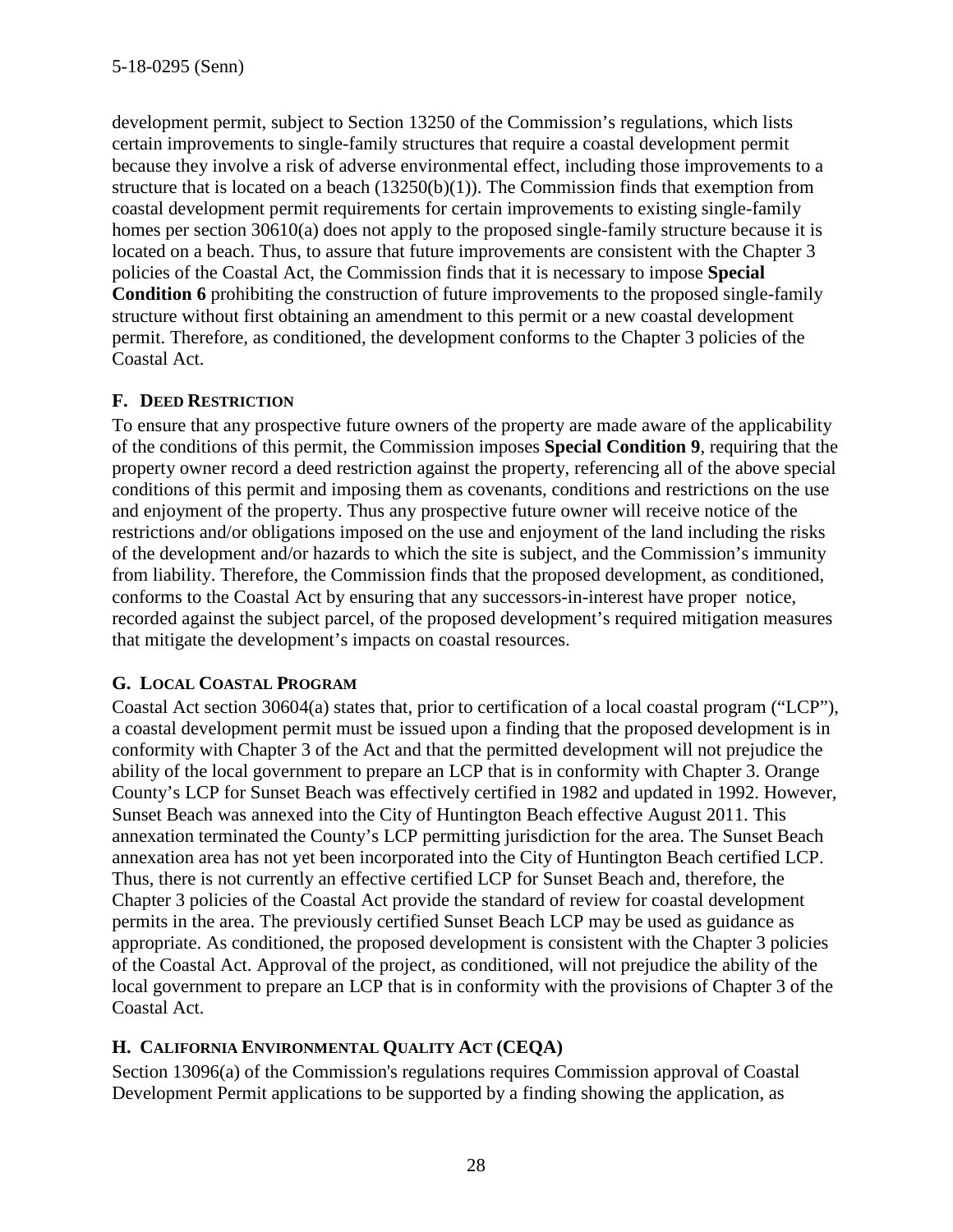development permit, subject to Section 13250 of the Commission's regulations, which lists certain improvements to single-family structures that require a coastal development permit because they involve a risk of adverse environmental effect, including those improvements to a structure that is located on a beach (13250(b)(1)). The Commission finds that exemption from coastal development permit requirements for certain improvements to existing single-family homes per section 30610(a) does not apply to the proposed single-family structure because it is located on a beach. Thus, to assure that future improvements are consistent with the Chapter 3 policies of the Coastal Act, the Commission finds that it is necessary to impose **Special Condition 6** prohibiting the construction of future improvements to the proposed single-family structure without first obtaining an amendment to this permit or a new coastal development permit. Therefore, as conditioned, the development conforms to the Chapter 3 policies of the Coastal Act.

### F. Deed Restriction

To ensure that any prospective future owners of the property are made aware of the applicability of the conditions of this permit, the Commission imposes **Special Condition 9**, requiring that the property owner record a deed restriction against the property, referencing all of the above special conditions of this permit and imposing them as covenants, conditions and restrictions on the use and enjoyment of the property. Thus any prospective future owner will receive notice of the restrictions and/or obligations imposed on the use and enjoyment of the land including the risks of the development and/or hazards to which the site is subject, and the Commission's immunity from liability. Therefore, the Commission finds that the proposed development, as conditioned, conforms to the Coastal Act by ensuring that any successors-in-interest have proper notice, recorded against the subject parcel, of the proposed development's required mitigation measures that mitigate the development's impacts on coastal resources.

### G. Local Coastal Program

Coastal Act section 30604(a) states that, prior to certification of a local coastal program ("LCP"), a coastal development permit must be issued upon a finding that the proposed development is in conformity with Chapter 3 of the Act and that the permitted development will not prejudice the ability of the local government to prepare an LCP that is in conformity with Chapter 3. Orange County's LCP for Sunset Beach was effectively certified in 1982 and updated in 1992. However, Sunset Beach was annexed into the City of Huntington Beach effective August 2011. This annexation terminated the County's LCP permitting jurisdiction for the area. The Sunset Beach annexation area has not yet been incorporated into the City of Huntington Beach certified LCP. Thus, there is not currently an effective certified LCP for Sunset Beach and, therefore, the Chapter 3 policies of the Coastal Act provide the standard of review for coastal development permits in the area. The previously certified Sunset Beach LCP may be used as guidance as appropriate. As conditioned, the proposed development is consistent with the Chapter 3 policies of the Coastal Act. Approval of the project, as conditioned, will not prejudice the ability of the local government to prepare an LCP that is in conformity with the provisions of Chapter 3 of the Coastal Act.

### H. California Environmental Quality Act (CEQA)

Section 13096(a) of the Commission's regulations requires Commission approval of Coastal Development Permit applications to be supported by a finding showing the application, as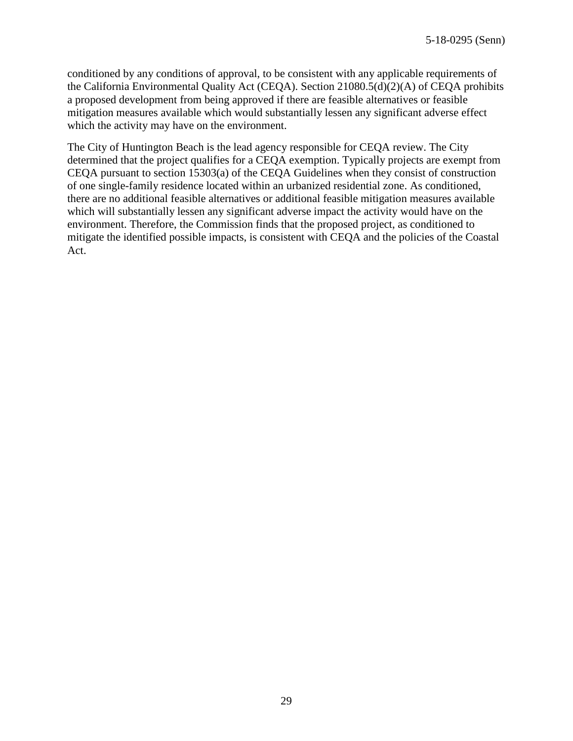conditioned by any conditions of approval, to be consistent with any applicable requirements of the California Environmental Quality Act (CEQA). Section 21080.5(d)(2)(A) of CEQA prohibits a proposed development from being approved if there are feasible alternatives or feasible mitigation measures available which would substantially lessen any significant adverse effect which the activity may have on the environment.

The City of Huntington Beach is the lead agency responsible for CEQA review. The City determined that the project qualifies for a CEQA exemption. Typically projects are exempt from CEQA pursuant to section 15303(a) of the CEQA Guidelines when they consist of construction of one single-family residence located within an urbanized residential zone. As conditioned, there are no additional feasible alternatives or additional feasible mitigation measures available which will substantially lessen any significant adverse impact the activity would have on the environment. Therefore, the Commission finds that the proposed project, as conditioned to mitigate the identified possible impacts, is consistent with CEQA and the policies of the Coastal Act.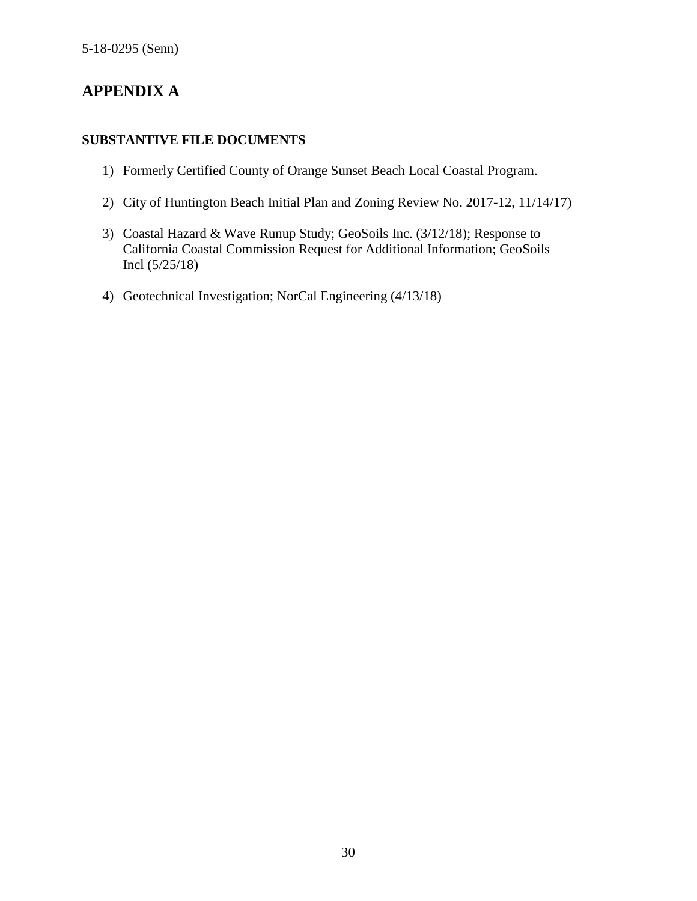# APPENDIX A

### SUBSTANTIVE FILE DOCUMENTS

1) Formerly Certified County of Orange Sunset Beach Local Coastal Program.

2) City of Huntington Beach Initial Plan and Zoning Review No. 2017-12, 11/14/17)

3) Coastal Hazard & Wave Runup Study; GeoSoils Inc. (3/12/18); Response to California Coastal Commission Request for Additional Information; GeoSoils Incl (5/25/18)

4) Geotechnical Investigation; NorCal Engineering (4/13/18)